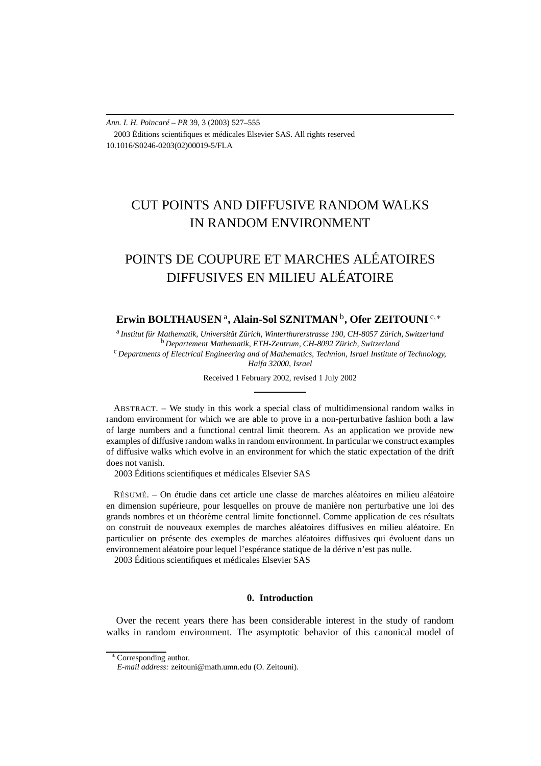Ann. I. H. Poincaré – PR 39, 3 (2003) 527–555
2003 Éditions scientifiques et médicales Elsevier SAS. All rights reserved
10.1016/S0246-0203(02)00019-5/FLA

# CUT POINTS AND DIFFUSIVE RANDOM WALKS IN RANDOM ENVIRONMENT

# POINTS DE COUPURE ET MARCHES ALÉATOIRES DIFFUSIVES EN MILIEU ALÉATOIRE

**Erwin BOLTHAUSEN** [a], **Alain-Sol SZNITMAN** [b], **Ofer ZEITOUNI** [c,∗]

[a] *Institut für Mathematik, Universität Zürich, Winterthurerstrasse 190, CH-8057 Zürich, Switzerland*
[b] *Departement Mathematik, ETH-Zentrum, CH-8092 Zürich, Switzerland*
[c] *Departments of Electrical Engineering and of Mathematics, Technion, Israel Institute of Technology, Haifa 32000, Israel*

Received 1 February 2002, revised 1 July 2002

ABSTRACT. – We study in this work a special class of multidimensional random walks in random environment for which we are able to prove in a non-perturbative fashion both a law of large numbers and a functional central limit theorem. As an application we provide new examples of diffusive random walks in random environment. In particular we construct examples of diffusive walks which evolve in an environment for which the static expectation of the drift does not vanish.
2003 Éditions scientifiques et médicales Elsevier SAS

RÉSUMÉ. – On étudie dans cet article une classe de marches aléatoires en milieu aléatoire en dimension supérieure, pour lesquelles on prouve de manière non perturbative une loi des grands nombres et un théorème central limite fonctionnel. Comme application de ces résultats on construit de nouveaux exemples de marches aléatoires diffusives en milieu aléatoire. En particulier on présente des exemples de marches aléatoires diffusives qui évoluent dans un environnement aléatoire pour lequel l'espérance statique de la dérive n'est pas nulle.
2003 Éditions scientifiques et médicales Elsevier SAS

## 0. Introduction

Over the recent years there has been considerable interest in the study of random walks in random environment. The asymptotic behavior of this canonical model of

∗ Corresponding author.
*E-mail address:* zeitouni@math.umn.edu (O. Zeitouni).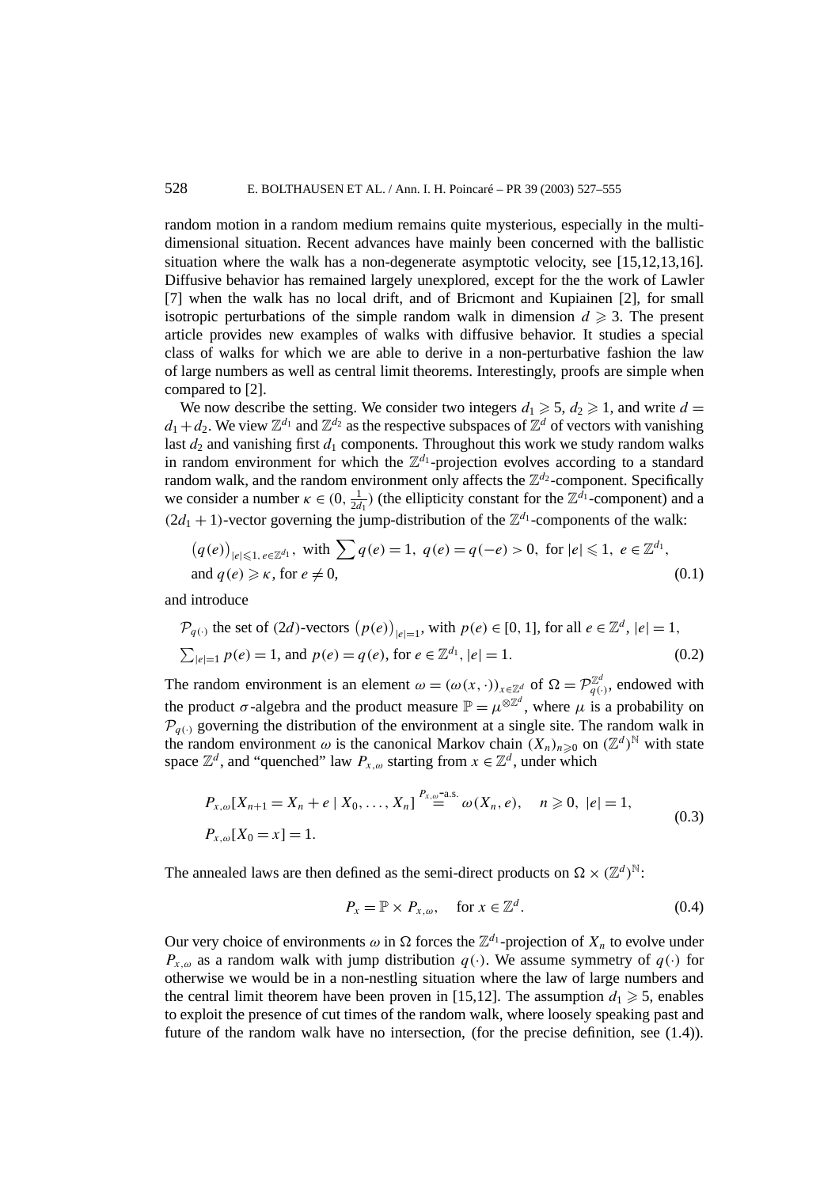random motion in a random medium remains quite mysterious, especially in the multi-dimensional situation. Recent advances have mainly been concerned with the ballistic situation where the walk has a non-degenerate asymptotic velocity, see [15,12,13,16]. Diffusive behavior has remained largely unexplored, except for the the work of Lawler [7] when the walk has no local drift, and of Bricmont and Kupiainen [2], for small isotropic perturbations of the simple random walk in dimension $d \geqslant 3$. The present article provides new examples of walks with diffusive behavior. It studies a special class of walks for which we are able to derive in a non-perturbative fashion the law of large numbers as well as central limit theorems. Interestingly, proofs are simple when compared to [2].

We now describe the setting. We consider two integers $d_1 \geqslant 5$, $d_2 \geqslant 1$, and write $d = d_1 + d_2$. We view $\mathbb{Z}^{d_1}$ and $\mathbb{Z}^{d_2}$ as the respective subspaces of $\mathbb{Z}^d$ of vectors with vanishing last $d_2$ and vanishing first $d_1$ components. Throughout this work we study random walks in random environment for which the $\mathbb{Z}^{d_1}$-projection evolves according to a standard random walk, and the random environment only affects the $\mathbb{Z}^{d_2}$-component. Specifically we consider a number $\kappa \in (0, \frac{1}{2d_1})$ (the ellipticity constant for the $\mathbb{Z}^{d_1}$-component) and a $(2d_1+1)$-vector governing the jump-distribution of the $\mathbb{Z}^{d_1}$-components of the walk:

$$
\begin{aligned}
&\big(q(e)\big)_{|e| \leqslant 1,\, e \in \mathbb{Z}^{d_1}}, \text{ with } \sum q(e) = 1,\ q(e) = q(-e) > 0, \text{ for } |e| \leqslant 1,\ e \in \mathbb{Z}^{d_1}, \\
&\text{and } q(e) \geqslant \kappa, \text{ for } e \neq 0,
\end{aligned}
\tag{0.1}
$$

and introduce

$$
\begin{aligned}
&\mathcal{P}_{q(\cdot)} \text{ the set of } (2d)\text{-vectors } \big(p(e)\big)_{|e|=1}, \text{ with } p(e) \in [0,1], \text{ for all } e \in \mathbb{Z}^d,\ |e| = 1, \\
&\textstyle\sum_{|e|=1} p(e) = 1, \text{ and } p(e) = q(e), \text{ for } e \in \mathbb{Z}^{d_1},\ |e| = 1.
\end{aligned}
\tag{0.2}
$$

The random environment is an element $\omega = (\omega(x,\cdot))_{x \in \mathbb{Z}^d}$ of $\Omega = \mathcal{P}_{q(\cdot)}^{\mathbb{Z}^d}$, endowed with the product $\sigma$-algebra and the product measure $\mathbb{P} = \mu^{\otimes \mathbb{Z}^d}$, where $\mu$ is a probability on $\mathcal{P}_{q(\cdot)}$ governing the distribution of the environment at a single site. The random walk in the random environment $\omega$ is the canonical Markov chain $(X_n)_{n \geqslant 0}$ on $(\mathbb{Z}^d)^{\mathbb{N}}$ with state space $\mathbb{Z}^d$, and "quenched" law $P_{x,\omega}$ starting from $x \in \mathbb{Z}^d$, under which

$$
\begin{aligned}
&P_{x,\omega}[X_{n+1} = X_n + e \mid X_0, \dots, X_n] \overset{P_{x,\omega}\text{-a.s.}}{=} \omega(X_n, e), \quad n \geqslant 0,\ |e| = 1, \\
&P_{x,\omega}[X_0 = x] = 1.
\end{aligned}
\tag{0.3}
$$

The annealed laws are then defined as the semi-direct products on $\Omega \times (\mathbb{Z}^d)^{\mathbb{N}}$:

$$
P_x = \mathbb{P} \times P_{x,\omega}, \quad \text{for } x \in \mathbb{Z}^d. \tag{0.4}
$$

Our very choice of environments $\omega$ in $\Omega$ forces the $\mathbb{Z}^{d_1}$-projection of $X_n$ to evolve under $P_{x,\omega}$ as a random walk with jump distribution $q(\cdot)$. We assume symmetry of $q(\cdot)$ for otherwise we would be in a non-nestling situation where the law of large numbers and the central limit theorem have been proven in [15,12]. The assumption $d_1 \geqslant 5$, enables to exploit the presence of cut times of the random walk, where loosely speaking past and future of the random walk have no intersection, (for the precise definition, see (1.4)).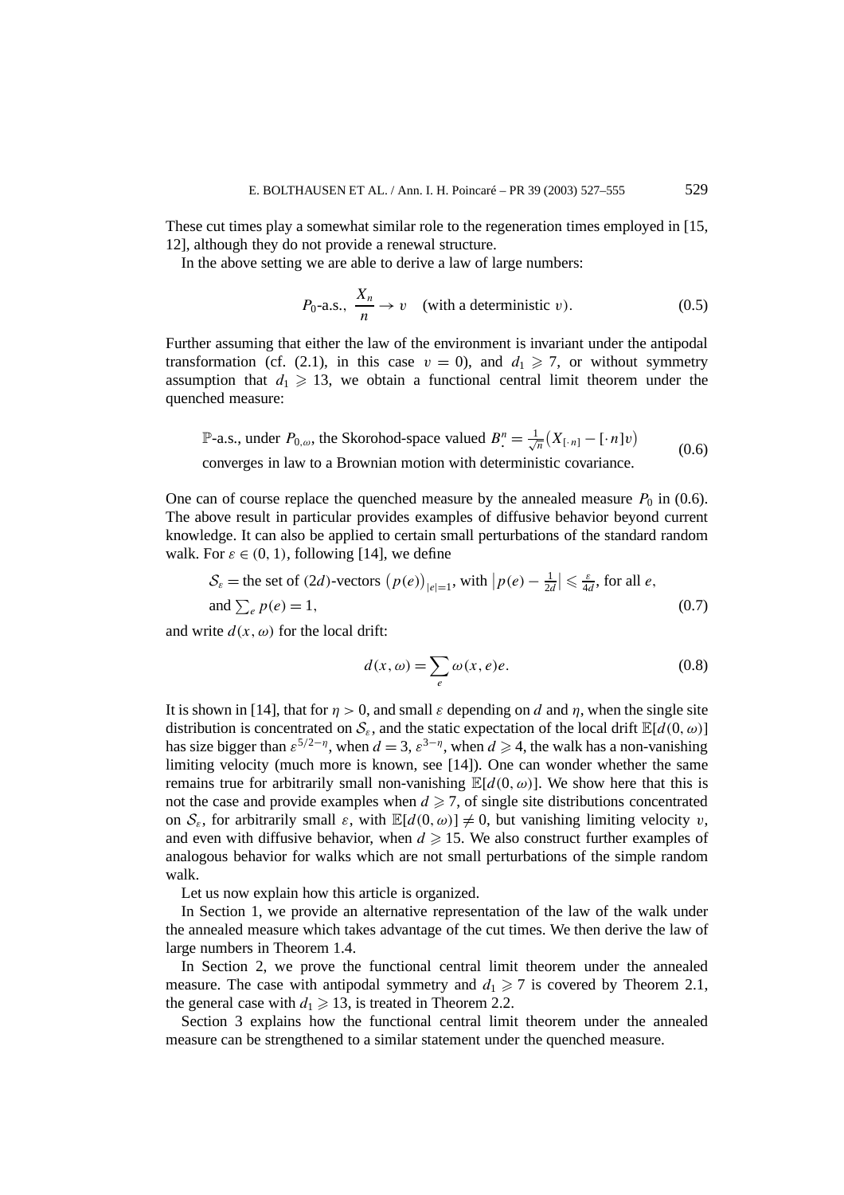These cut times play a somewhat similar role to the regeneration times employed in [15, 12], although they do not provide a renewal structure.

In the above setting we are able to derive a law of large numbers:

$$P_0\text{-a.s.,}\ \frac{X_n}{n} \to v \quad \text{(with a deterministic } v\text{)}. \tag{0.5}$$

Further assuming that either the law of the environment is invariant under the antipodal transformation (cf. (2.1), in this case $v = 0$), and $d_1 \geqslant 7$, or without symmetry assumption that $d_1 \geqslant 13$, we obtain a functional central limit theorem under the quenched measure:

$$\begin{aligned}&\mathbb{P}\text{-a.s., under } P_{0,\omega}\text{, the Skorohod-space valued } B^n_\cdot = \tfrac{1}{\sqrt{n}}\big(X_{[\cdot\, n]} - [\cdot\, n]v\big)\\ &\text{converges in law to a Brownian motion with deterministic covariance.}\end{aligned} \tag{0.6}$$

One can of course replace the quenched measure by the annealed measure $P_0$ in (0.6). The above result in particular provides examples of diffusive behavior beyond current knowledge. It can also be applied to certain small perturbations of the standard random walk. For $\varepsilon \in (0,1)$, following [14], we define

$$\begin{aligned}&\mathcal{S}_\varepsilon = \text{the set of } (2d)\text{-vectors } \big(p(e)\big)_{|e|=1}\text{, with } \big|p(e) - \tfrac{1}{2d}\big| \leqslant \tfrac{\varepsilon}{4d}\text{, for all } e,\\ &\text{and } \textstyle\sum_e p(e) = 1,\end{aligned} \tag{0.7}$$

and write $d(x,\omega)$ for the local drift:

$$d(x,\omega) = \sum_e \omega(x,e)e. \tag{0.8}$$

It is shown in [14], that for $\eta > 0$, and small $\varepsilon$ depending on $d$ and $\eta$, when the single site distribution is concentrated on $\mathcal{S}_\varepsilon$, and the static expectation of the local drift $\mathbb{E}[d(0,\omega)]$ has size bigger than $\varepsilon^{5/2-\eta}$, when $d = 3$, $\varepsilon^{3-\eta}$, when $d \geqslant 4$, the walk has a non-vanishing limiting velocity (much more is known, see [14]). One can wonder whether the same remains true for arbitrarily small non-vanishing $\mathbb{E}[d(0,\omega)]$. We show here that this is not the case and provide examples when $d \geqslant 7$, of single site distributions concentrated on $\mathcal{S}_\varepsilon$, for arbitrarily small $\varepsilon$, with $\mathbb{E}[d(0,\omega)] \neq 0$, but vanishing limiting velocity $v$, and even with diffusive behavior, when $d \geqslant 15$. We also construct further examples of analogous behavior for walks which are not small perturbations of the simple random walk.

Let us now explain how this article is organized.

In Section 1, we provide an alternative representation of the law of the walk under the annealed measure which takes advantage of the cut times. We then derive the law of large numbers in Theorem 1.4.

In Section 2, we prove the functional central limit theorem under the annealed measure. The case with antipodal symmetry and $d_1 \geqslant 7$ is covered by Theorem 2.1, the general case with $d_1 \geqslant 13$, is treated in Theorem 2.2.

Section 3 explains how the functional central limit theorem under the annealed measure can be strengthened to a similar statement under the quenched measure.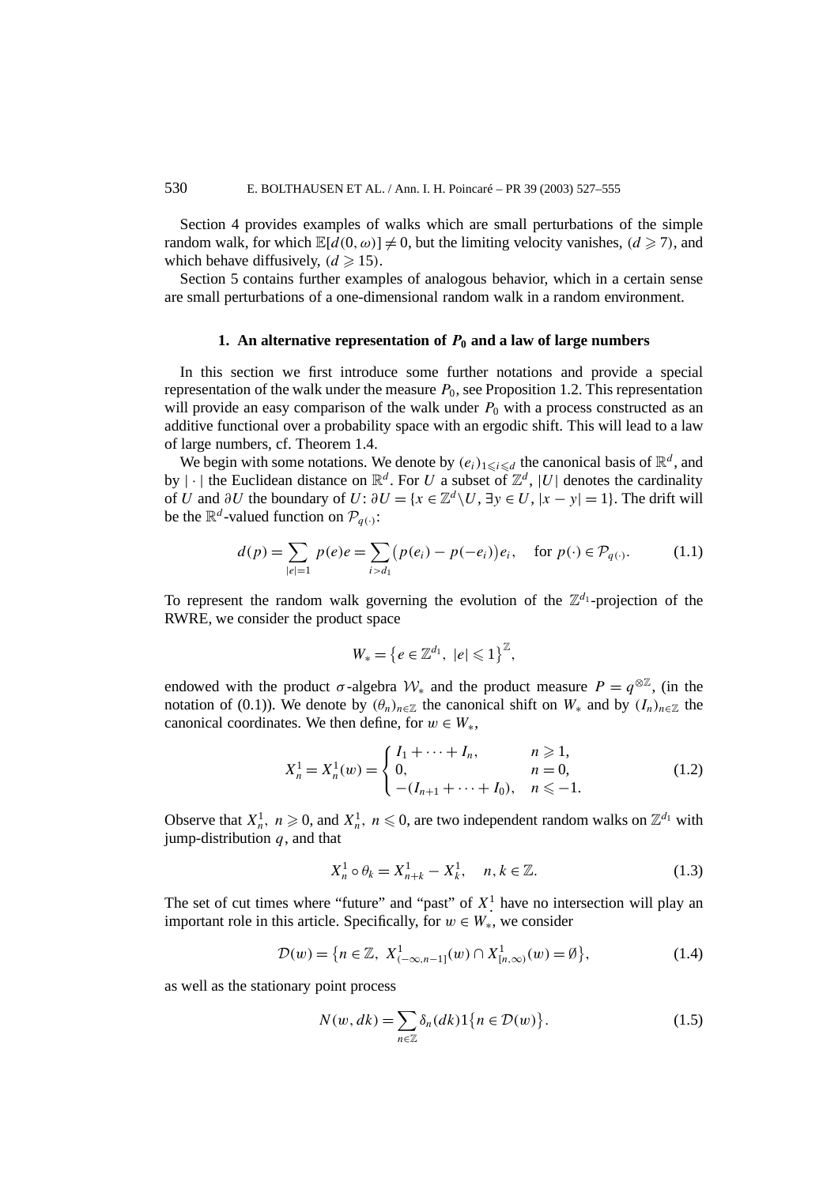Section 4 provides examples of walks which are small perturbations of the simple random walk, for which $\mathbb{E}[d(0,\omega)] \neq 0$, but the limiting velocity vanishes, $(d \geqslant 7)$, and which behave diffusively, $(d \geqslant 15)$.

Section 5 contains further examples of analogous behavior, which in a certain sense are small perturbations of a one-dimensional random walk in a random environment.

## 1. An alternative representation of $P_0$ and a law of large numbers

In this section we first introduce some further notations and provide a special representation of the walk under the measure $P_0$, see Proposition 1.2. This representation will provide an easy comparison of the walk under $P_0$ with a process constructed as an additive functional over a probability space with an ergodic shift. This will lead to a law of large numbers, cf. Theorem 1.4.

We begin with some notations. We denote by $(e_i)_{1 \leqslant i \leqslant d}$ the canonical basis of $\mathbb{R}^d$, and by $|\cdot|$ the Euclidean distance on $\mathbb{R}^d$. For $U$ a subset of $\mathbb{Z}^d$, $|U|$ denotes the cardinality of $U$ and $\partial U$ the boundary of $U$: $\partial U = \{x \in \mathbb{Z}^d \backslash U,\ \exists y \in U,\ |x-y| = 1\}$. The drift will be the $\mathbb{R}^d$-valued function on $\mathcal{P}_{q(\cdot)}$:

$$d(p) = \sum_{|e|=1} p(e)e = \sum_{i > d_1} \big(p(e_i) - p(-e_i)\big)e_i, \quad \text{for } p(\cdot) \in \mathcal{P}_{q(\cdot)}. \tag{1.1}$$

To represent the random walk governing the evolution of the $\mathbb{Z}^{d_1}$-projection of the RWRE, we consider the product space

$$W_* = \big\{e \in \mathbb{Z}^{d_1},\ |e| \leqslant 1\big\}^{\mathbb{Z}},$$

endowed with the product $\sigma$-algebra $\mathcal{W}_*$ and the product measure $P = q^{\otimes \mathbb{Z}}$, (in the notation of (0.1)). We denote by $(\theta_n)_{n \in \mathbb{Z}}$ the canonical shift on $W_*$ and by $(I_n)_{n \in \mathbb{Z}}$ the canonical coordinates. We then define, for $w \in W_*$,

$$X_n^1 = X_n^1(w) = \begin{cases} I_1 + \cdots + I_n, & n \geqslant 1, \\ 0, & n = 0, \\ -(I_{n+1} + \cdots + I_0), & n \leqslant -1. \end{cases} \tag{1.2}$$

Observe that $X_n^1,\ n \geqslant 0$, and $X_n^1,\ n \leqslant 0$, are two independent random walks on $\mathbb{Z}^{d_1}$ with jump-distribution $q$, and that

$$X_n^1 \circ \theta_k = X_{n+k}^1 - X_k^1, \quad n, k \in \mathbb{Z}. \tag{1.3}$$

The set of cut times where "future" and "past" of $X_{\cdot}^1$ have no intersection will play an important role in this article. Specifically, for $w \in W_*$, we consider

$$\mathcal{D}(w) = \big\{n \in \mathbb{Z},\ X^1_{(-\infty, n-1]}(w) \cap X^1_{[n,\infty)}(w) = \emptyset\big\}, \tag{1.4}$$

as well as the stationary point process

$$N(w, dk) = \sum_{n \in \mathbb{Z}} \delta_n(dk) 1\big\{n \in \mathcal{D}(w)\big\}. \tag{1.5}$$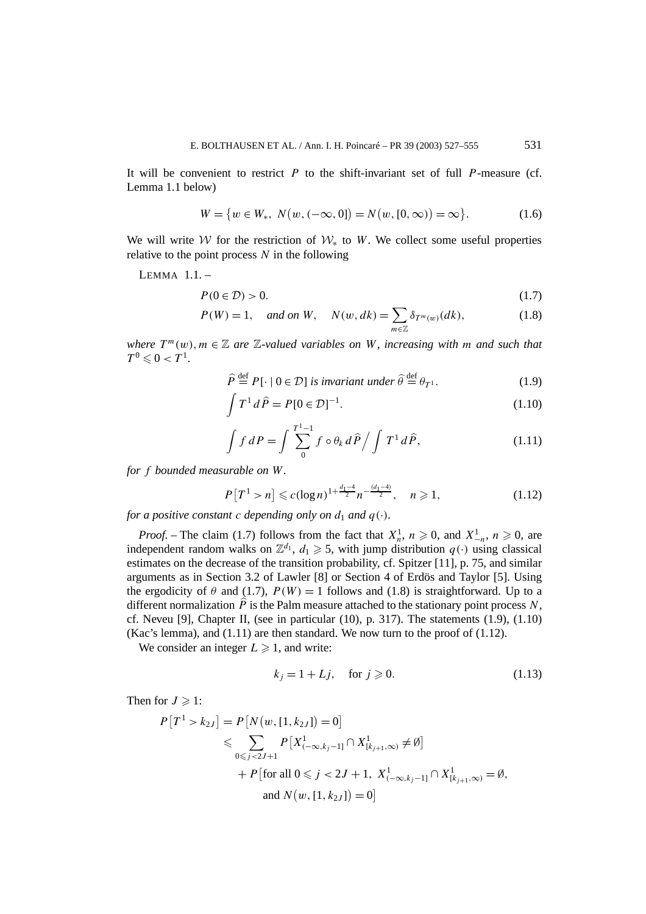It will be convenient to restrict $P$ to the shift-invariant set of full $P$-measure (cf. Lemma 1.1 below)

$$W = \{w \in W_*,\ N(w, (-\infty, 0]) = N(w, [0, \infty)) = \infty\}. \tag{1.6}$$

We will write $\mathcal{W}$ for the restriction of $\mathcal{W}_*$ to $W$. We collect some useful properties relative to the point process $N$ in the following

LEMMA 1.1. –

$$P(0 \in \mathcal{D}) > 0. \tag{1.7}$$

$$P(W) = 1, \quad \text{and on } W, \quad N(w, dk) = \sum_{m \in \mathbb{Z}} \delta_{T^m(w)}(dk), \tag{1.8}$$

*where* $T^m(w), m \in \mathbb{Z}$ *are* $\mathbb{Z}$*-valued variables on* $W$*, increasing with* $m$ *and such that* $T^0 \leqslant 0 < T^1$.

$$\widehat{P} \stackrel{\text{def}}{=} P[\cdot \mid 0 \in \mathcal{D}] \text{ is invariant under } \widehat{\theta} \stackrel{\text{def}}{=} \theta_{T^1}. \tag{1.9}$$

$$\int T^1 \, d\widehat{P} = P[0 \in \mathcal{D}]^{-1}. \tag{1.10}$$

$$\int f \, dP = \int \sum_{0}^{T^1 - 1} f \circ \theta_k \, d\widehat{P} \Big/ \int T^1 \, d\widehat{P}, \tag{1.11}$$

*for* $f$ *bounded measurable on* $W$.

$$P[T^1 > n] \leqslant c(\log n)^{1 + \frac{d_1 - 4}{2}} n^{-\frac{(d_1 - 4)}{2}}, \quad n \geqslant 1, \tag{1.12}$$

*for a positive constant* $c$ *depending only on* $d_1$ *and* $q(\cdot)$.

*Proof.* – The claim (1.7) follows from the fact that $X_n^1$, $n \geqslant 0$, and $X_{-n}^1$, $n \geqslant 0$, are independent random walks on $\mathbb{Z}^{d_1}$, $d_1 \geqslant 5$, with jump distribution $q(\cdot)$ using classical estimates on the decrease of the transition probability, cf. Spitzer [11], p. 75, and similar arguments as in Section 3.2 of Lawler [8] or Section 4 of Erdös and Taylor [5]. Using the ergodicity of $\theta$ and (1.7), $P(W) = 1$ follows and (1.8) is straightforward. Up to a different normalization $\widehat{P}$ is the Palm measure attached to the stationary point process $N$, cf. Neveu [9], Chapter II, (see in particular (10), p. 317). The statements (1.9), (1.10) (Kac's lemma), and (1.11) are then standard. We now turn to the proof of (1.12).

We consider an integer $L \geqslant 1$, and write:

$$k_j = 1 + Lj, \quad \text{for } j \geqslant 0. \tag{1.13}$$

Then for $J \geqslant 1$:

$$\begin{aligned}
P[T^1 > k_{2J}] &= P[N(w, [1, k_{2J}]) = 0] \\
&\leqslant \sum_{0 \leqslant j < 2J+1} P[X^1_{(-\infty, k_j - 1]} \cap X^1_{[k_{j+1}, \infty)} \neq \emptyset] \\
&\quad + P[\text{for all } 0 \leqslant j < 2J+1,\ X^1_{(-\infty, k_j - 1]} \cap X^1_{[k_{j+1}, \infty)} = \emptyset, \\
&\qquad \text{and } N(w, [1, k_{2J}]) = 0]
\end{aligned}$$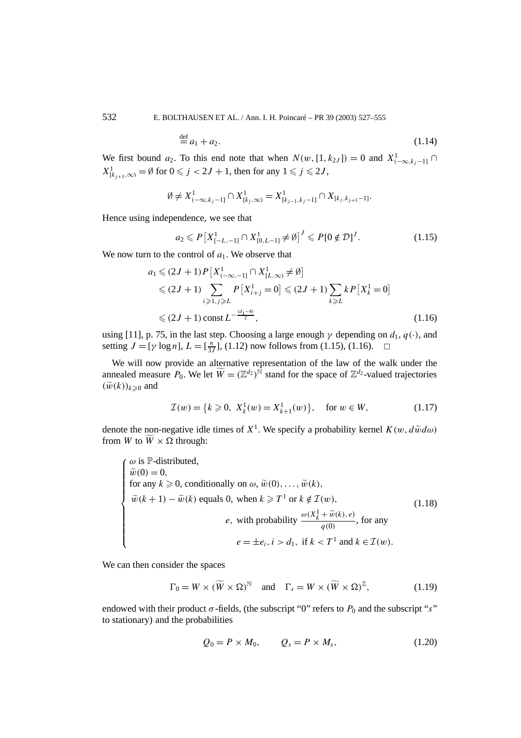$$\stackrel{\text{def}}{=} a_1 + a_2. \tag{1.14}$$

We first bound $a_2$. To this end note that when $N(w,[1,k_{2J}]) = 0$ and $X^1_{(-\infty,k_j-1]} \cap X^1_{[k_{j+1},\infty)} = \emptyset$ for $0 \leqslant j < 2J+1$, then for any $1 \leqslant j \leqslant 2J$,

$$\emptyset \neq X^1_{(-\infty,k_j-1]} \cap X^1_{[k_j,\infty)} = X^1_{[k_{j-1},k_j-1]} \cap X_{[k_j,k_{j+1}-1]}.$$

Hence using independence, we see that

$$a_2 \leqslant P\big[X^1_{[-L,-1]} \cap X^1_{[0,L-1]} \neq \emptyset\big]^J \leqslant P[0 \notin \mathcal{D}]^J. \tag{1.15}$$

We now turn to the control of $a_1$. We observe that

$$\begin{aligned}
a_1 &\leqslant (2J+1) P\big[X^1_{(-\infty,-1]} \cap X^1_{[L,\infty)} \neq \emptyset\big] \\
&\leqslant (2J+1) \sum_{i \geqslant 1,\, j \geqslant L} P\big[X^1_{i+j} = 0\big] \leqslant (2J+1) \sum_{k \geqslant L} k P\big[X^1_k = 0\big] \\
&\leqslant (2J+1) \,\text{const}\, L^{-\frac{(d_1-4)}{2}},
\end{aligned} \tag{1.16}$$

using [11], p. 75, in the last step. Choosing a large enough $\gamma$ depending on $d_1$, $q(\cdot)$, and setting $J = [\gamma \log n]$, $L = [\frac{n}{3J}]$, (1.12) now follows from (1.15), (1.16). $\square$

We will now provide an alternative representation of the law of the walk under the annealed measure $P_0$. We let $\widetilde{W} = (\mathbb{Z}^{d_2})^{\mathbb{N}}$ stand for the space of $\mathbb{Z}^{d_2}$-valued trajectories $(\widetilde{w}(k))_{k \geqslant 0}$ and

$$\mathcal{I}(w) = \big\{k \geqslant 0,\ X^1_k(w) = X^1_{k+1}(w)\big\}, \quad \text{for } w \in W, \tag{1.17}$$

denote the non-negative idle times of $X^1$. We specify a probability kernel $K(w, d\widetilde{w}\,d\omega)$ from $W$ to $\widetilde{W} \times \Omega$ through:

$$\begin{cases}
\omega \text{ is } \mathbb{P}\text{-distributed,} \\
\widetilde{w}(0) = 0, \\
\text{for any } k \geqslant 0, \text{ conditionally on } \omega, \widetilde{w}(0), \ldots, \widetilde{w}(k), \\
\widetilde{w}(k+1) - \widetilde{w}(k) \text{ equals } 0, \text{ when } k \geqslant T^1 \text{ or } k \notin \mathcal{I}(w), \\
\qquad\qquad e, \text{ with probability } \dfrac{\omega(X^1_k + \widetilde{w}(k), e)}{q(0)}, \text{ for any} \\
\qquad\qquad e = \pm e_i, i > d_1, \text{ if } k < T^1 \text{ and } k \in \mathcal{I}(w).
\end{cases} \tag{1.18}$$

We can then consider the spaces

$$\Gamma_0 = W \times (\widetilde{W} \times \Omega)^{\mathbb{N}} \quad \text{and} \quad \Gamma_s = W \times (\widetilde{W} \times \Omega)^{\mathbb{Z}}, \tag{1.19}$$

endowed with their product $\sigma$-fields, (the subscript "0" refers to $P_0$ and the subscript "$s$" to stationary) and the probabilities

$$Q_0 = P \times M_0, \qquad Q_s = P \times M_s, \tag{1.20}$$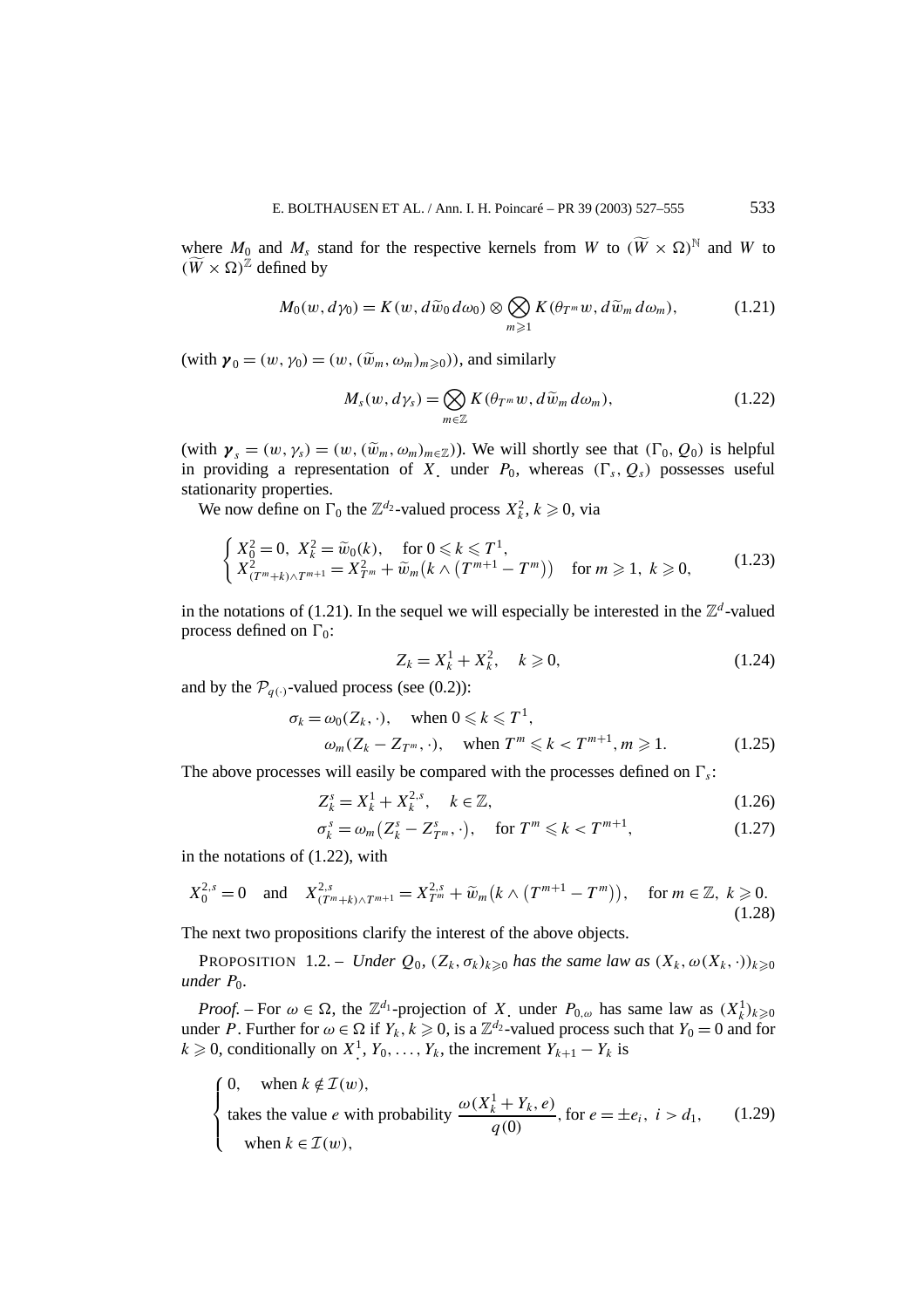where $M_0$ and $M_s$ stand for the respective kernels from $W$ to $(\widetilde{W} \times \Omega)^{\mathbb{N}}$ and $W$ to $(\widetilde{W} \times \Omega)^{\mathbb{Z}}$ defined by

$$M_0(w, d\gamma_0) = K(w, d\widetilde{w}_0\, d\omega_0) \otimes \bigotimes_{m \geqslant 1} K(\theta_{T^m} w, d\widetilde{w}_m\, d\omega_m), \tag{1.21}$$

(with $\boldsymbol{\gamma}_0 = (w, \gamma_0) = (w, (\widetilde{w}_m, \omega_m)_{m \geqslant 0})$), and similarly

$$M_s(w, d\gamma_s) = \bigotimes_{m \in \mathbb{Z}} K(\theta_{T^m} w, d\widetilde{w}_m\, d\omega_m), \tag{1.22}$$

(with $\boldsymbol{\gamma}_s = (w, \gamma_s) = (w, (\widetilde{w}_m, \omega_m)_{m \in \mathbb{Z}})$). We will shortly see that $(\Gamma_0, Q_0)$ is helpful in providing a representation of $X_{.}$ under $P_0$, whereas $(\Gamma_s, Q_s)$ possesses useful stationarity properties.

We now define on $\Gamma_0$ the $\mathbb{Z}^{d_2}$-valued process $X_k^2$, $k \geqslant 0$, via

$$\begin{cases} X_0^2 = 0, \ X_k^2 = \widetilde{w}_0(k), & \text{for } 0 \leqslant k \leqslant T^1, \\ X^2_{(T^m + k) \wedge T^{m+1}} = X^2_{T^m} + \widetilde{w}_m\big(k \wedge \big(T^{m+1} - T^m\big)\big) & \text{for } m \geqslant 1, \ k \geqslant 0, \end{cases} \tag{1.23}$$

in the notations of (1.21). In the sequel we will especially be interested in the $\mathbb{Z}^d$-valued process defined on $\Gamma_0$:

$$Z_k = X_k^1 + X_k^2, \quad k \geqslant 0, \tag{1.24}$$

and by the $\mathcal{P}_{q(\cdot)}$-valued process (see (0.2)):

$$\begin{aligned} \sigma_k = \omega_0(Z_k, \cdot), &\quad \text{when } 0 \leqslant k \leqslant T^1, \\ \omega_m(Z_k - Z_{T^m}, \cdot), &\quad \text{when } T^m \leqslant k < T^{m+1}, m \geqslant 1. \end{aligned} \tag{1.25}$$

The above processes will easily be compared with the processes defined on $\Gamma_s$:

$$Z_k^s = X_k^1 + X_k^{2,s}, \quad k \in \mathbb{Z}, \tag{1.26}$$

$$\sigma_k^s = \omega_m\big(Z_k^s - Z_{T^m}^s, \cdot\big), \quad \text{for } T^m \leqslant k < T^{m+1}, \tag{1.27}$$

in the notations of (1.22), with

$$X_0^{2,s} = 0 \quad \text{and} \quad X^{2,s}_{(T^m + k) \wedge T^{m+1}} = X^{2,s}_{T^m} + \widetilde{w}_m\big(k \wedge \big(T^{m+1} - T^m\big)\big), \quad \text{for } m \in \mathbb{Z}, \ k \geqslant 0. \tag{1.28}$$

The next two propositions clarify the interest of the above objects.

PROPOSITION 1.2. – *Under $Q_0$, $(Z_k, \sigma_k)_{k \geqslant 0}$ has the same law as $(X_k, \omega(X_k, \cdot))_{k \geqslant 0}$ under $P_0$.*

*Proof.* – For $\omega \in \Omega$, the $\mathbb{Z}^{d_1}$-projection of $X_{.}$ under $P_{0,\omega}$ has same law as $(X_k^1)_{k \geqslant 0}$ under $P$. Further for $\omega \in \Omega$ if $Y_k$, $k \geqslant 0$, is a $\mathbb{Z}^{d_2}$-valued process such that $Y_0 = 0$ and for $k \geqslant 0$, conditionally on $X_{.}^1, Y_0, \ldots, Y_k$, the increment $Y_{k+1} - Y_k$ is

$$\begin{cases} 0, \quad \text{when } k \notin \mathcal{I}(w), \\ \text{takes the value } e \text{ with probability } \dfrac{\omega(X_k^1 + Y_k, e)}{q(0)}, \text{ for } e = \pm e_i, \ i > d_1, \\ \quad \text{when } k \in \mathcal{I}(w), \end{cases} \tag{1.29}$$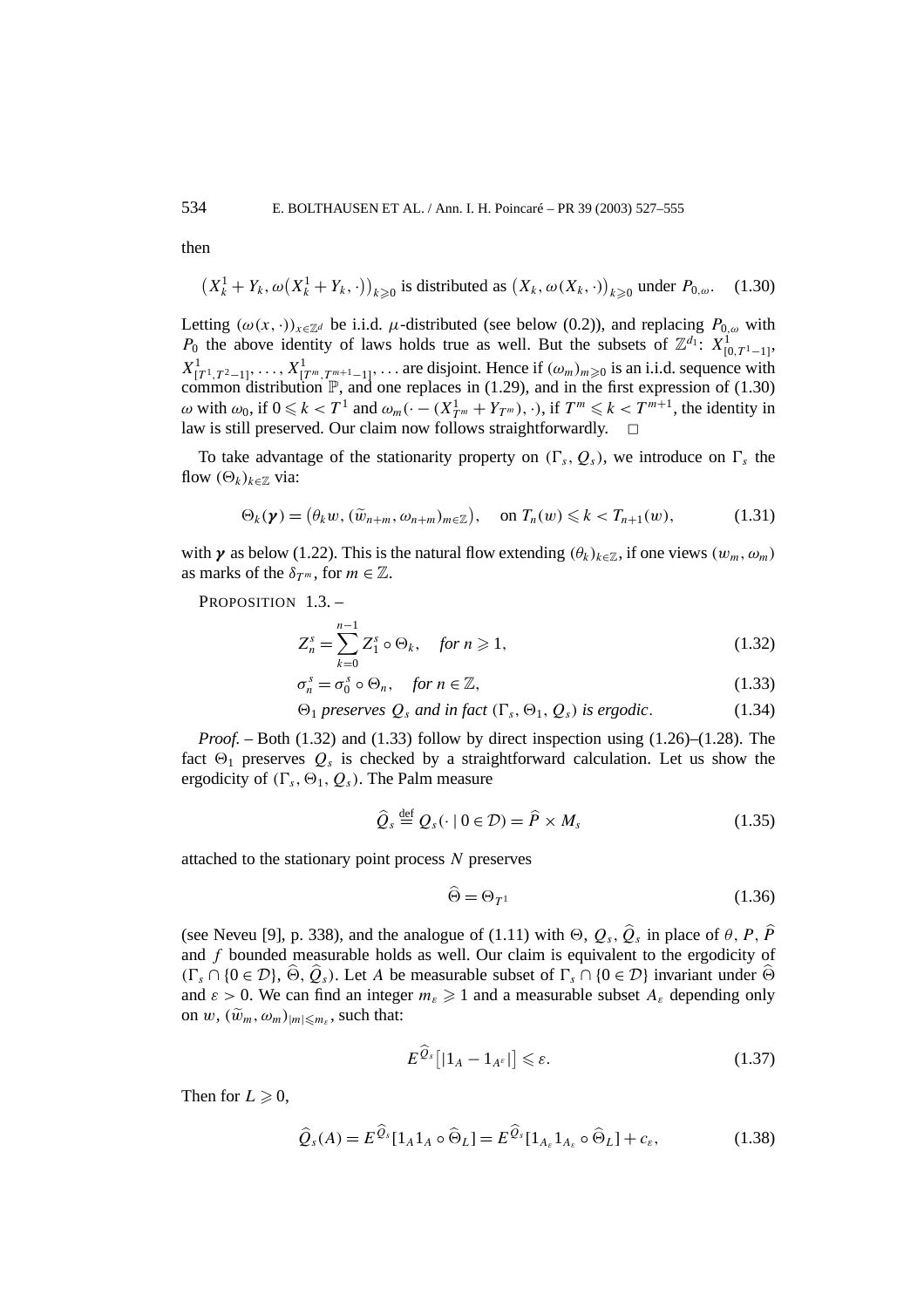then

$$\left(X_k^1 + Y_k, \omega\left(X_k^1 + Y_k, \cdot\right)\right)_{k \geqslant 0} \text{ is distributed as } \left(X_k, \omega(X_k, \cdot)\right)_{k \geqslant 0} \text{ under } P_{0,\omega}. \quad (1.30)$$

Letting $(\omega(x, \cdot))_{x \in \mathbb{Z}^d}$ be i.i.d. $\mu$-distributed (see below (0.2)), and replacing $P_{0,\omega}$ with $P_0$ the above identity of laws holds true as well. But the subsets of $\mathbb{Z}^{d_1}$: $X^1_{[0,T^1-1]}$, $X^1_{[T^1,T^2-1]}, \ldots, X^1_{[T^m,T^{m+1}-1]}, \ldots$ are disjoint. Hence if $(\omega_m)_{m \geqslant 0}$ is an i.i.d. sequence with common distribution $\mathbb{P}$, and one replaces in (1.29), and in the first expression of (1.30) $\omega$ with $\omega_0$, if $0 \leqslant k < T^1$ and $\omega_m(\cdot - (X^1_{T^m} + Y_{T^m}), \cdot)$, if $T^m \leqslant k < T^{m+1}$, the identity in law is still preserved. Our claim now follows straightforwardly. $\square$

To take advantage of the stationarity property on $(\Gamma_s, Q_s)$, we introduce on $\Gamma_s$ the flow $(\Theta_k)_{k \in \mathbb{Z}}$ via:

$$\Theta_k(\boldsymbol{\gamma}) = \left(\theta_k w, (\widetilde{w}_{n+m}, \omega_{n+m})_{m \in \mathbb{Z}}\right), \quad \text{on } T_n(w) \leqslant k < T_{n+1}(w), \quad (1.31)$$

with $\boldsymbol{\gamma}$ as below (1.22). This is the natural flow extending $(\theta_k)_{k \in \mathbb{Z}}$, if one views $(w_m, \omega_m)$ as marks of the $\delta_{T^m}$, for $m \in \mathbb{Z}$.

PROPOSITION 1.3. –

$$Z_n^s = \sum_{k=0}^{n-1} Z_1^s \circ \Theta_k, \quad \textit{for } n \geqslant 1, \quad (1.32)$$

$$\sigma_n^s = \sigma_0^s \circ \Theta_n, \quad \textit{for } n \in \mathbb{Z}, \quad (1.33)$$

$$\Theta_1 \textit{ preserves } Q_s \textit{ and in fact } (\Gamma_s, \Theta_1, Q_s) \textit{ is ergodic}. \quad (1.34)$$

*Proof.* – Both (1.32) and (1.33) follow by direct inspection using (1.26)–(1.28). The fact $\Theta_1$ preserves $Q_s$ is checked by a straightforward calculation. Let us show the ergodicity of $(\Gamma_s, \Theta_1, Q_s)$. The Palm measure

$$\widehat{Q}_s \stackrel{\text{def}}{=} Q_s(\cdot \mid 0 \in \mathcal{D}) = \widehat{P} \times M_s \quad (1.35)$$

attached to the stationary point process $N$ preserves

$$\widehat{\Theta} = \Theta_{T^1} \quad (1.36)$$

(see Neveu [9], p. 338), and the analogue of (1.11) with $\Theta$, $Q_s$, $\widehat{Q}_s$ in place of $\theta$, $P$, $\widehat{P}$ and $f$ bounded measurable holds as well. Our claim is equivalent to the ergodicity of $(\Gamma_s \cap \{0 \in \mathcal{D}\}, \widehat{\Theta}, \widehat{Q}_s)$. Let $A$ be measurable subset of $\Gamma_s \cap \{0 \in \mathcal{D}\}$ invariant under $\widehat{\Theta}$ and $\varepsilon > 0$. We can find an integer $m_\varepsilon \geqslant 1$ and a measurable subset $A_\varepsilon$ depending only on $w$, $(\widetilde{w}_m, \omega_m)_{|m| \leqslant m_\varepsilon}$, such that:

$$E^{\widehat{Q}_s}\left[|1_A - 1_{A^\varepsilon}|\right] \leqslant \varepsilon. \quad (1.37)$$

Then for $L \geqslant 0$,

$$\widehat{Q}_s(A) = E^{\widehat{Q}_s}[1_A 1_A \circ \widehat{\Theta}_L] = E^{\widehat{Q}_s}[1_{A_\varepsilon} 1_{A_\varepsilon} \circ \widehat{\Theta}_L] + c_\varepsilon, \quad (1.38)$$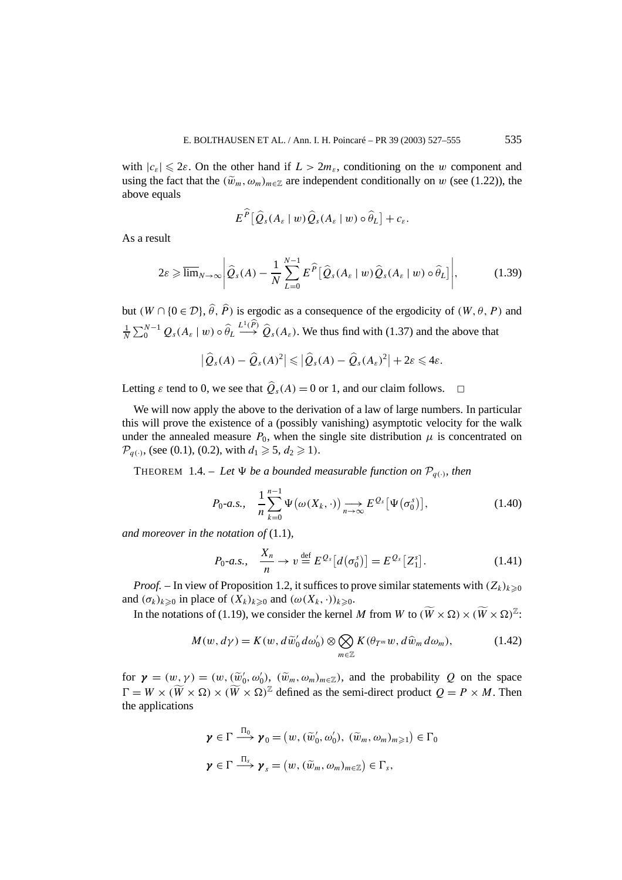with $|c_\varepsilon| \leqslant 2\varepsilon$. On the other hand if $L > 2m_\varepsilon$, conditioning on the $w$ component and using the fact that the $(\widetilde{w}_m, \omega_m)_{m\in\mathbb{Z}}$ are independent conditionally on $w$ (see (1.22)), the above equals

$$E^{\widehat{P}}\big[\widehat{Q}_s(A_\varepsilon \mid w)\widehat{Q}_s(A_\varepsilon \mid w) \circ \widehat{\theta}_L\big] + c_\varepsilon.$$

As a result

$$2\varepsilon \geqslant \overline{\lim}_{N\to\infty}\left|\widehat{Q}_s(A) - \frac{1}{N}\sum_{L=0}^{N-1} E^{\widehat{P}}\big[\widehat{Q}_s(A_\varepsilon \mid w)\widehat{Q}_s(A_\varepsilon \mid w) \circ \widehat{\theta}_L\big]\right|, \tag{1.39}$$

but $(W \cap \{0 \in \mathcal{D}\}, \widehat{\theta}, \widehat{P})$ is ergodic as a consequence of the ergodicity of $(W, \theta, P)$ and $\frac{1}{N}\sum_0^{N-1} Q_s(A_\varepsilon \mid w) \circ \widehat{\theta}_L \xrightarrow{L^1(\widehat{P})} \widehat{Q}_s(A_\varepsilon)$. We thus find with (1.37) and the above that

$$\big|\widehat{Q}_s(A) - \widehat{Q}_s(A)^2\big| \leqslant \big|\widehat{Q}_s(A) - \widehat{Q}_s(A_\varepsilon)^2\big| + 2\varepsilon \leqslant 4\varepsilon.$$

Letting $\varepsilon$ tend to 0, we see that $\widehat{Q}_s(A) = 0$ or 1, and our claim follows. $\square$

We will now apply the above to the derivation of a law of large numbers. In particular this will prove the existence of a (possibly vanishing) asymptotic velocity for the walk under the annealed measure $P_0$, when the single site distribution $\mu$ is concentrated on $\mathcal{P}_{q(\cdot)}$, (see (0.1), (0.2), with $d_1 \geqslant 5$, $d_2 \geqslant 1$).

THEOREM 1.4. – *Let $\Psi$ be a bounded measurable function on $\mathcal{P}_{q(\cdot)}$, then*

$$P_0\text{-a.s.,}\quad \frac{1}{n}\sum_{k=0}^{n-1}\Psi\big(\omega(X_k,\cdot)\big) \underset{n\to\infty}{\longrightarrow} E^{Q_s}\big[\Psi\big(\sigma_0^s\big)\big], \tag{1.40}$$

*and moreover in the notation of* (1.1),

$$P_0\text{-a.s.,}\quad \frac{X_n}{n} \to v \overset{\text{def}}{=} E^{Q_s}\big[d\big(\sigma_0^s\big)\big] = E^{Q_s}\big[Z_1^s\big]. \tag{1.41}$$

*Proof.* – In view of Proposition 1.2, it suffices to prove similar statements with $(Z_k)_{k\geqslant 0}$ and $(\sigma_k)_{k\geqslant 0}$ in place of $(X_k)_{k\geqslant 0}$ and $(\omega(X_k,\cdot))_{k\geqslant 0}$.

In the notations of (1.19), we consider the kernel $M$ from $W$ to $(\widetilde{W}\times\Omega)\times(\widetilde{W}\times\Omega)^{\mathbb{Z}}$:

$$M(w, d\gamma) = K(w, d\widetilde{w}_0'\, d\omega_0') \otimes \bigotimes_{m\in\mathbb{Z}} K(\theta_{T^m} w, d\widehat{w}_m\, d\omega_m), \tag{1.42}$$

for $\boldsymbol{\gamma} = (w, \gamma) = (w, (\widetilde{w}_0', \omega_0'), (\widetilde{w}_m, \omega_m)_{m\in\mathbb{Z}})$, and the probability $Q$ on the space $\Gamma = W \times (\widetilde{W}\times\Omega)\times(\widetilde{W}\times\Omega)^{\mathbb{Z}}$ defined as the semi-direct product $Q = P \times M$. Then the applications

$$\boldsymbol{\gamma} \in \Gamma \xrightarrow{\Pi_0} \boldsymbol{\gamma}_0 = \big(w, (\widetilde{w}_0', \omega_0'), (\widetilde{w}_m, \omega_m)_{m\geqslant 1}\big) \in \Gamma_0$$

$$\boldsymbol{\gamma} \in \Gamma \xrightarrow{\Pi_s} \boldsymbol{\gamma}_s = \big(w, (\widetilde{w}_m, \omega_m)_{m\in\mathbb{Z}}\big) \in \Gamma_s,$$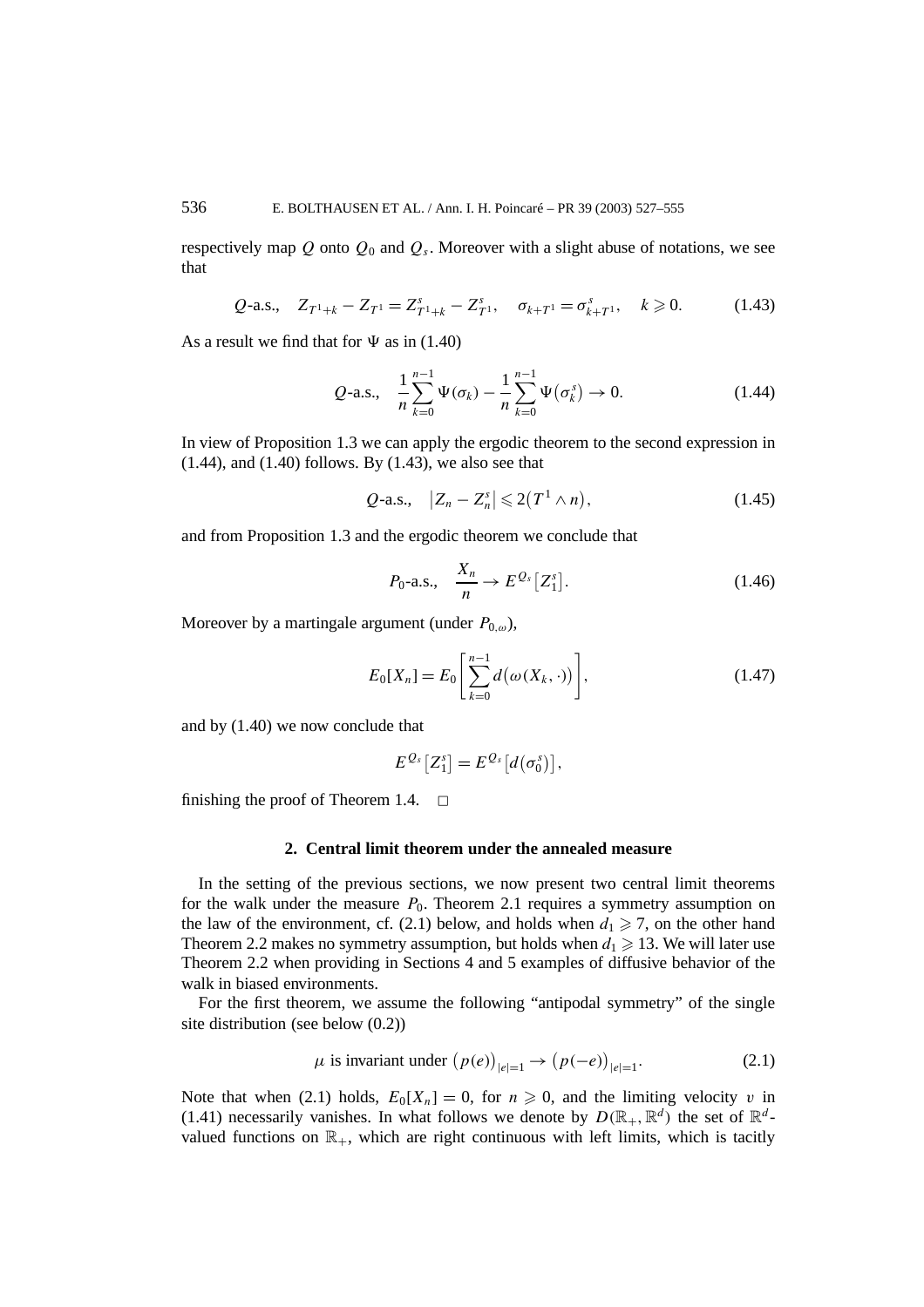respectively map $Q$ onto $Q_0$ and $Q_s$. Moreover with a slight abuse of notations, we see that

$$Q\text{-a.s.,}\quad Z_{T^1+k} - Z_{T^1} = Z^s_{T^1+k} - Z^s_{T^1},\quad \sigma_{k+T^1} = \sigma^s_{k+T^1},\quad k \geqslant 0. \tag{1.43}$$

As a result we find that for $\Psi$ as in (1.40)

$$Q\text{-a.s.,}\quad \frac{1}{n}\sum_{k=0}^{n-1}\Psi(\sigma_k) - \frac{1}{n}\sum_{k=0}^{n-1}\Psi\big(\sigma^s_k\big) \to 0. \tag{1.44}$$

In view of Proposition 1.3 we can apply the ergodic theorem to the second expression in (1.44), and (1.40) follows. By (1.43), we also see that

$$Q\text{-a.s.,}\quad \big|Z_n - Z^s_n\big| \leqslant 2\big(T^1 \wedge n\big), \tag{1.45}$$

and from Proposition 1.3 and the ergodic theorem we conclude that

$$P_0\text{-a.s.,}\quad \frac{X_n}{n} \to E^{Q_s}\big[Z^s_1\big]. \tag{1.46}$$

Moreover by a martingale argument (under $P_{0,\omega}$),

$$E_0[X_n] = E_0\left[\sum_{k=0}^{n-1} d\big(\omega(X_k,\cdot)\big)\right], \tag{1.47}$$

and by (1.40) we now conclude that

$$E^{Q_s}\big[Z^s_1\big] = E^{Q_s}\big[d\big(\sigma^s_0\big)\big],$$

finishing the proof of Theorem 1.4. □

## 2. Central limit theorem under the annealed measure

In the setting of the previous sections, we now present two central limit theorems for the walk under the measure $P_0$. Theorem 2.1 requires a symmetry assumption on the law of the environment, cf. (2.1) below, and holds when $d_1 \geqslant 7$, on the other hand Theorem 2.2 makes no symmetry assumption, but holds when $d_1 \geqslant 13$. We will later use Theorem 2.2 when providing in Sections 4 and 5 examples of diffusive behavior of the walk in biased environments.

For the first theorem, we assume the following "antipodal symmetry" of the single site distribution (see below (0.2))

$$\mu \text{ is invariant under } \big(p(e)\big)_{|e|=1} \to \big(p(-e)\big)_{|e|=1}. \tag{2.1}$$

Note that when (2.1) holds, $E_0[X_n] = 0$, for $n \geqslant 0$, and the limiting velocity $v$ in (1.41) necessarily vanishes. In what follows we denote by $D(\mathbb{R}_+, \mathbb{R}^d)$ the set of $\mathbb{R}^d$-valued functions on $\mathbb{R}_+$, which are right continuous with left limits, which is tacitly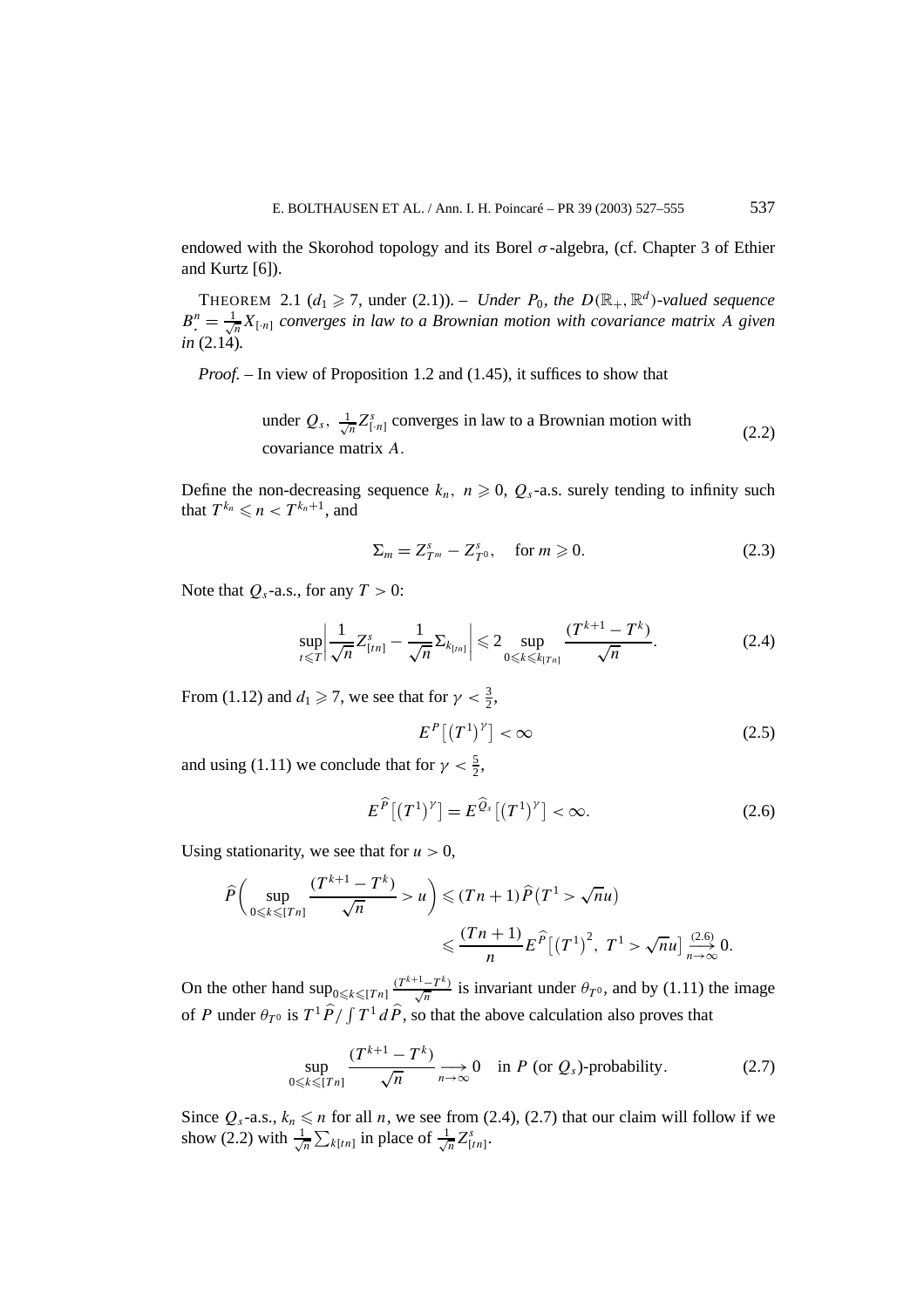endowed with the Skorohod topology and its Borel $\sigma$-algebra, (cf. Chapter 3 of Ethier and Kurtz [6]).

THEOREM 2.1 ($d_1 \geqslant 7$, under (2.1)). – *Under $P_0$, the $D(\mathbb{R}_+, \mathbb{R}^d)$-valued sequence $B^n_\cdot = \frac{1}{\sqrt{n}} X_{[\cdot n]}$ converges in law to a Brownian motion with covariance matrix $A$ given in* (2.14)*.*

*Proof.* – In view of Proposition 1.2 and (1.45), it suffices to show that

$$\text{under } Q_s,\ \tfrac{1}{\sqrt{n}} Z^s_{[\cdot n]} \text{ converges in law to a Brownian motion with covariance matrix } A. \tag{2.2}$$

Define the non-decreasing sequence $k_n$, $n \geqslant 0$, $Q_s$-a.s. surely tending to infinity such that $T^{k_n} \leqslant n < T^{k_n+1}$, and

$$\Sigma_m = Z^s_{T^m} - Z^s_{T^0}, \quad \text{for } m \geqslant 0. \tag{2.3}$$

Note that $Q_s$-a.s., for any $T > 0$:

$$\sup_{t \leqslant T} \left| \frac{1}{\sqrt{n}} Z^s_{[tn]} - \frac{1}{\sqrt{n}} \Sigma_{k_{[tn]}} \right| \leqslant 2 \sup_{0 \leqslant k \leqslant k_{[Tn]}} \frac{(T^{k+1} - T^k)}{\sqrt{n}}. \tag{2.4}$$

From (1.12) and $d_1 \geqslant 7$, we see that for $\gamma < \frac{3}{2}$,

$$E^P\big[(T^1)^\gamma\big] < \infty \tag{2.5}$$

and using (1.11) we conclude that for $\gamma < \frac{5}{2}$,

$$E^{\widehat{P}}\big[(T^1)^\gamma\big] = E^{\widehat{Q}_s}\big[(T^1)^\gamma\big] < \infty. \tag{2.6}$$

Using stationarity, we see that for $u > 0$,

$$\begin{aligned}
\widehat{P}\bigg( \sup_{0 \leqslant k \leqslant [Tn]} \frac{(T^{k+1} - T^k)}{\sqrt{n}} > u \bigg) &\leqslant (Tn+1) \widehat{P}\big(T^1 > \sqrt{n} u\big) \\
&\leqslant \frac{(Tn+1)}{n} E^{\widehat{P}}\big[(T^1)^2,\ T^1 > \sqrt{n} u\big] \underset{n \to \infty}{\overset{(2.6)}{\longrightarrow}} 0.
\end{aligned}$$

On the other hand $\sup_{0 \leqslant k \leqslant [Tn]} \frac{(T^{k+1} - T^k)}{\sqrt{n}}$ is invariant under $\theta_{T^0}$, and by (1.11) the image of $P$ under $\theta_{T^0}$ is $T^1 \widehat{P} / \int T^1 \, d\widehat{P}$, so that the above calculation also proves that

$$\sup_{0 \leqslant k \leqslant [Tn]} \frac{(T^{k+1} - T^k)}{\sqrt{n}} \underset{n \to \infty}{\longrightarrow} 0 \quad \text{in } P \text{ (or } Q_s\text{)-probability}. \tag{2.7}$$

Since $Q_s$-a.s., $k_n \leqslant n$ for all $n$, we see from (2.4), (2.7) that our claim will follow if we show (2.2) with $\frac{1}{\sqrt{n}} \sum_{k[tn]}$ in place of $\frac{1}{\sqrt{n}} Z^s_{[tn]}$.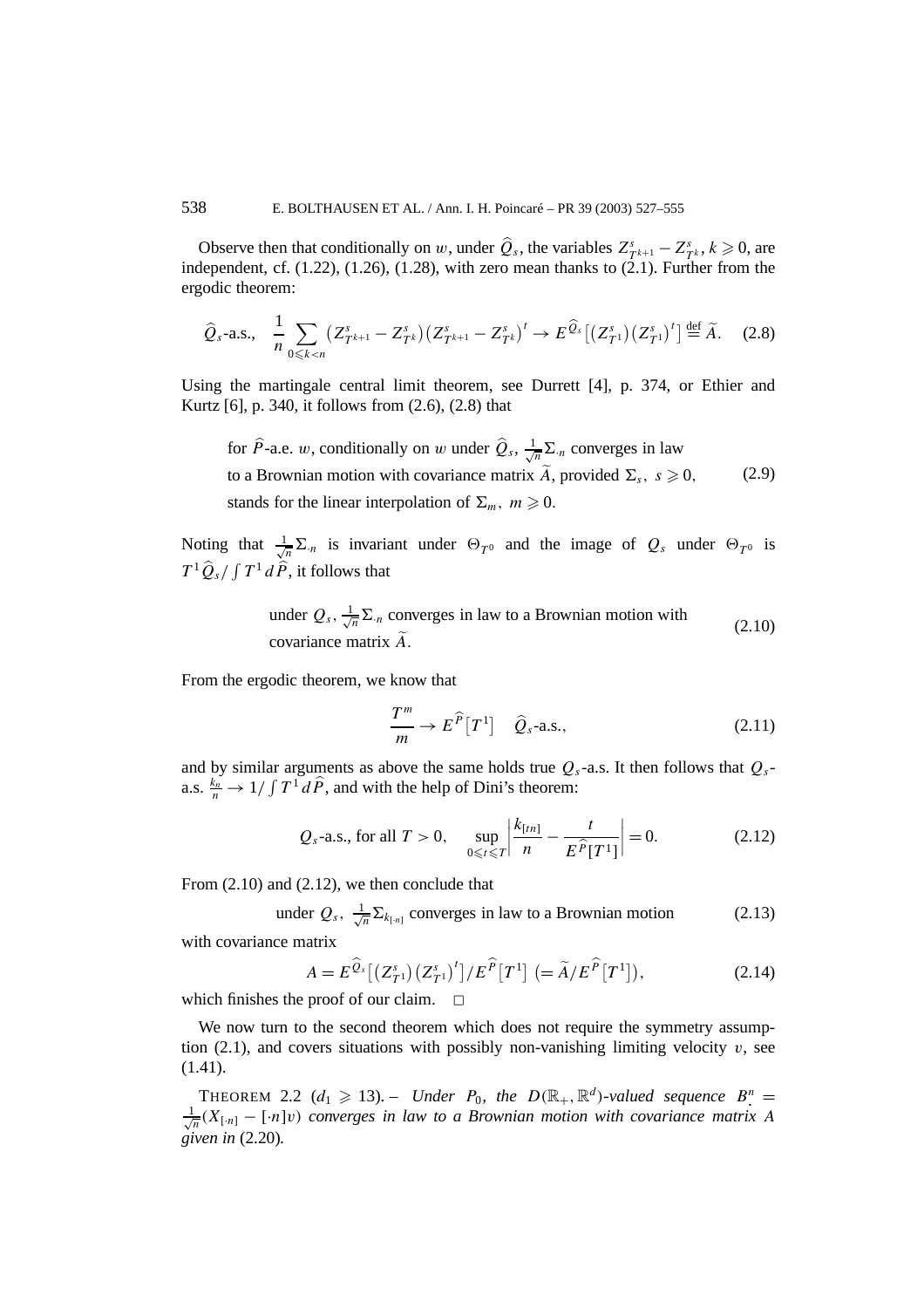Observe then that conditionally on $w$, under $\widehat{Q}_s$, the variables $Z^s_{T^{k+1}} - Z^s_{T^k}$, $k \geqslant 0$, are independent, cf. (1.22), (1.26), (1.28), with zero mean thanks to (2.1). Further from the ergodic theorem:

$$\widehat{Q}_s\text{-a.s.,} \quad \frac{1}{n} \sum_{0 \leqslant k < n} \big(Z^s_{T^{k+1}} - Z^s_{T^k}\big)\big(Z^s_{T^{k+1}} - Z^s_{T^k}\big)^t \to E^{\widehat{Q}_s}\big[\big(Z^s_{T^1}\big)\big(Z^s_{T^1}\big)^t\big] \overset{\text{def}}{=} \widetilde{A}. \tag{2.8}$$

Using the martingale central limit theorem, see Durrett [4], p. 374, or Ethier and Kurtz [6], p. 340, it follows from (2.6), (2.8) that

$$\begin{aligned}
&\text{for } \widehat{P}\text{-a.e. } w, \text{ conditionally on } w \text{ under } \widehat{Q}_s, \tfrac{1}{\sqrt{n}}\Sigma_{\cdot n} \text{ converges in law} \\
&\text{to a Brownian motion with covariance matrix } \widetilde{A}, \text{ provided } \Sigma_s,\ s \geqslant 0, \\
&\text{stands for the linear interpolation of } \Sigma_m,\ m \geqslant 0.
\end{aligned} \tag{2.9}$$

Noting that $\frac{1}{\sqrt{n}}\Sigma_{\cdot n}$ is invariant under $\Theta_{T^0}$ and the image of $Q_s$ under $\Theta_{T^0}$ is $T^1 \widehat{Q}_s / \int T^1 \, d\widehat{P}$, it follows that

$$\begin{aligned}
&\text{under } Q_s, \tfrac{1}{\sqrt{n}}\Sigma_{\cdot n} \text{ converges in law to a Brownian motion with} \\
&\text{covariance matrix } \widetilde{A}.
\end{aligned} \tag{2.10}$$

From the ergodic theorem, we know that

$$\frac{T^m}{m} \to E^{\widehat{P}}\big[T^1\big] \quad \widehat{Q}_s\text{-a.s.,} \tag{2.11}$$

and by similar arguments as above the same holds true $Q_s$-a.s. It then follows that $Q_s$-a.s. $\frac{k_n}{n} \to 1/\int T^1 \, d\widehat{P}$, and with the help of Dini's theorem:

$$Q_s\text{-a.s., for all } T > 0, \quad \sup_{0 \leqslant t \leqslant T} \left| \frac{k_{[tn]}}{n} - \frac{t}{E^{\widehat{P}}[T^1]} \right| = 0. \tag{2.12}$$

From (2.10) and (2.12), we then conclude that

$$\text{under } Q_s,\ \tfrac{1}{\sqrt{n}}\Sigma_{k_{[\cdot n]}} \text{ converges in law to a Brownian motion} \tag{2.13}$$

with covariance matrix

$$A = E^{\widehat{Q}_s}\big[\big(Z^s_{T^1}\big)\big(Z^s_{T^1}\big)^t\big] / E^{\widehat{P}}\big[T^1\big] \ \big(= \widetilde{A}/E^{\widehat{P}}\big[T^1\big]\big), \tag{2.14}$$

which finishes the proof of our claim. □

We now turn to the second theorem which does not require the symmetry assumption (2.1), and covers situations with possibly non-vanishing limiting velocity $v$, see (1.41).

THEOREM 2.2 ($d_1 \geqslant 13$). – *Under $P_0$, the $D(\mathbb{R}_+, \mathbb{R}^d)$-valued sequence $B^n_{\cdot} = \frac{1}{\sqrt{n}}(X_{[\cdot n]} - [\cdot n]v)$ converges in law to a Brownian motion with covariance matrix $A$ given in* (2.20)*.*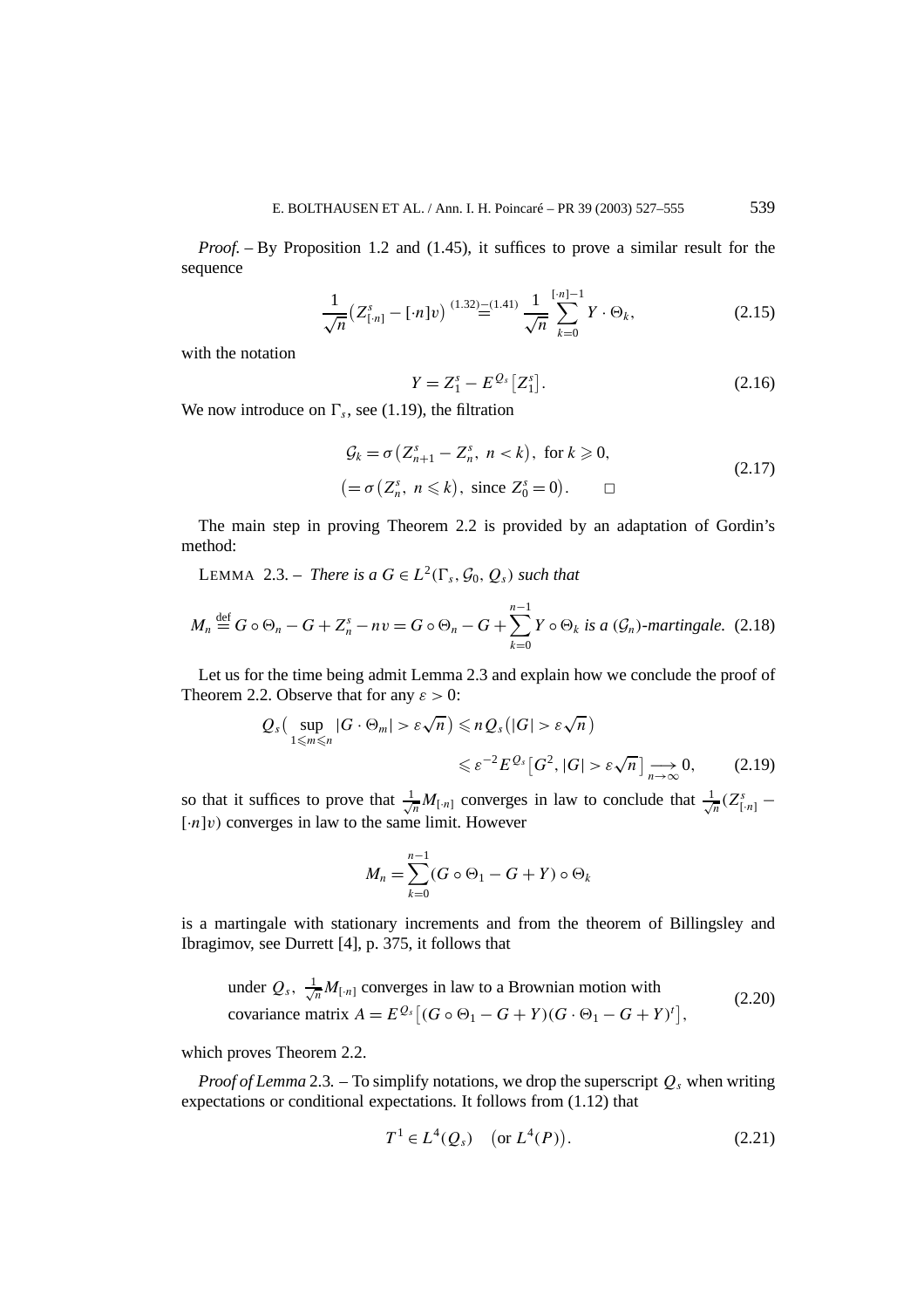*Proof.* – By Proposition 1.2 and (1.45), it suffices to prove a similar result for the sequence

$$\frac{1}{\sqrt{n}}\left(Z^s_{[\cdot n]} - [\cdot n]v\right) \overset{(1.32)-(1.41)}{=} \frac{1}{\sqrt{n}} \sum_{k=0}^{[\cdot n]-1} Y \cdot \Theta_k, \tag{2.15}$$

with the notation

$$Y = Z^s_1 - E^{Q_s}\left[Z^s_1\right]. \tag{2.16}$$

We now introduce on $\Gamma_s$, see (1.19), the filtration

$$\begin{aligned} &\mathcal{G}_k = \sigma\left(Z^s_{n+1} - Z^s_n,\ n < k\right),\ \text{for } k \geqslant 0, \\ &\left(= \sigma\left(Z^s_n,\ n \leqslant k\right),\ \text{since } Z^s_0 = 0\right). \qquad \square \end{aligned} \tag{2.17}$$

The main step in proving Theorem 2.2 is provided by an adaptation of Gordin's method:

LEMMA 2.3. – *There is a $G \in L^2(\Gamma_s, \mathcal{G}_0, Q_s)$ such that*

$$M_n \overset{\text{def}}{=} G \circ \Theta_n - G + Z^s_n - nv = G \circ \Theta_n - G + \sum_{k=0}^{n-1} Y \circ \Theta_k \textit{ is a } (\mathcal{G}_n)\textit{-martingale.} \tag{2.18}$$

Let us for the time being admit Lemma 2.3 and explain how we conclude the proof of Theorem 2.2. Observe that for any $\varepsilon > 0$:

$$\begin{aligned} Q_s\Big(\sup_{1 \leqslant m \leqslant n} |G \cdot \Theta_m| > \varepsilon\sqrt{n}\Big) &\leqslant n\, Q_s\left(|G| > \varepsilon\sqrt{n}\right) \\ &\leqslant \varepsilon^{-2} E^{Q_s}\left[G^2, |G| > \varepsilon\sqrt{n}\right] \underset{n\to\infty}{\longrightarrow} 0, \end{aligned} \tag{2.19}$$

so that it suffices to prove that $\frac{1}{\sqrt{n}} M_{[\cdot n]}$ converges in law to conclude that $\frac{1}{\sqrt{n}}(Z^s_{[\cdot n]} - [\cdot n]v)$ converges in law to the same limit. However

$$M_n = \sum_{k=0}^{n-1} (G \circ \Theta_1 - G + Y) \circ \Theta_k$$

is a martingale with stationary increments and from the theorem of Billingsley and Ibragimov, see Durrett [4], p. 375, it follows that

$$\begin{aligned} &\text{under } Q_s,\ \tfrac{1}{\sqrt{n}} M_{[\cdot n]} \text{ converges in law to a Brownian motion with} \\ &\text{covariance matrix } A = E^{Q_s}\left[(G \circ \Theta_1 - G + Y)(G \cdot \Theta_1 - G + Y)^t\right], \end{aligned} \tag{2.20}$$

which proves Theorem 2.2.

*Proof of Lemma* 2.3. – To simplify notations, we drop the superscript $Q_s$ when writing expectations or conditional expectations. It follows from (1.12) that

$$T^1 \in L^4(Q_s) \quad \left(\text{or } L^4(P)\right). \tag{2.21}$$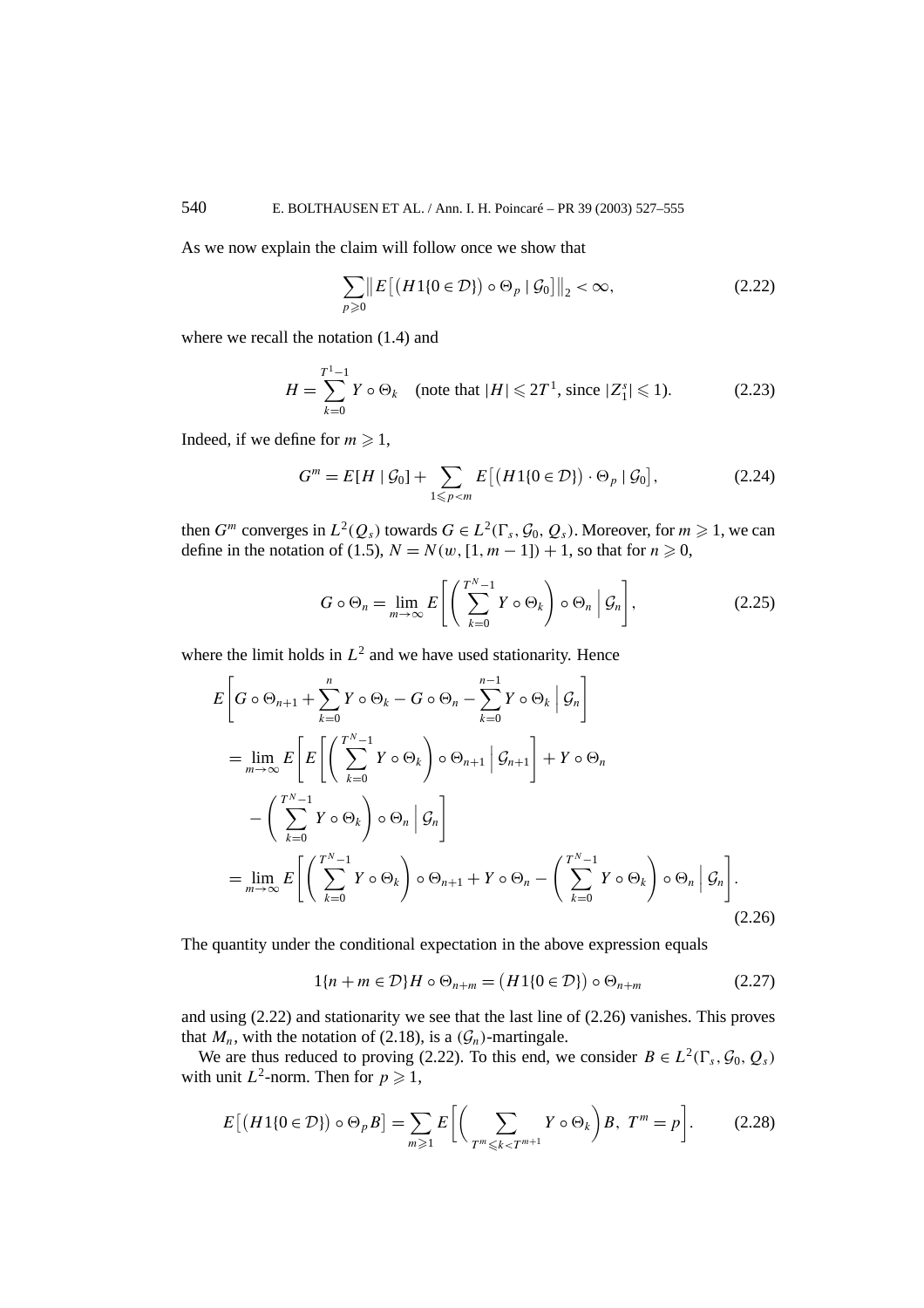As we now explain the claim will follow once we show that

$$\sum_{p\geqslant 0}\big\|E\big[\big(H1\{0\in\mathcal{D}\}\big)\circ\Theta_p\mid\mathcal{G}_0\big]\big\|_2<\infty, \tag{2.22}$$

where we recall the notation (1.4) and

$$H=\sum_{k=0}^{T^1-1}Y\circ\Theta_k \quad \text{(note that } |H|\leqslant 2T^1\text{, since } |Z_1^s|\leqslant 1). \tag{2.23}$$

Indeed, if we define for $m\geqslant 1$,

$$G^m=E[H\mid\mathcal{G}_0]+\sum_{1\leqslant p<m}E\big[\big(H1\{0\in\mathcal{D}\}\big)\cdot\Theta_p\mid\mathcal{G}_0\big], \tag{2.24}$$

then $G^m$ converges in $L^2(Q_s)$ towards $G\in L^2(\Gamma_s,\mathcal{G}_0,Q_s)$. Moreover, for $m\geqslant 1$, we can define in the notation of (1.5), $N=N(w,[1,m-1])+1$, so that for $n\geqslant 0$,

$$G\circ\Theta_n=\lim_{m\to\infty}E\Bigg[\Bigg(\sum_{k=0}^{T^N-1}Y\circ\Theta_k\Bigg)\circ\Theta_n\;\Bigg|\;\mathcal{G}_n\Bigg], \tag{2.25}$$

where the limit holds in $L^2$ and we have used stationarity. Hence

$$\begin{aligned}
&E\Bigg[G\circ\Theta_{n+1}+\sum_{k=0}^{n}Y\circ\Theta_k-G\circ\Theta_n-\sum_{k=0}^{n-1}Y\circ\Theta_k\;\Bigg|\;\mathcal{G}_n\Bigg]\\
&=\lim_{m\to\infty}E\Bigg[E\Bigg[\Bigg(\sum_{k=0}^{T^N-1}Y\circ\Theta_k\Bigg)\circ\Theta_{n+1}\;\Bigg|\;\mathcal{G}_{n+1}\Bigg]+Y\circ\Theta_n\\
&\qquad-\Bigg(\sum_{k=0}^{T^N-1}Y\circ\Theta_k\Bigg)\circ\Theta_n\;\Bigg|\;\mathcal{G}_n\Bigg]\\
&=\lim_{m\to\infty}E\Bigg[\Bigg(\sum_{k=0}^{T^N-1}Y\circ\Theta_k\Bigg)\circ\Theta_{n+1}+Y\circ\Theta_n-\Bigg(\sum_{k=0}^{T^N-1}Y\circ\Theta_k\Bigg)\circ\Theta_n\;\Bigg|\;\mathcal{G}_n\Bigg].
\end{aligned} \tag{2.26}$$

The quantity under the conditional expectation in the above expression equals

$$1\{n+m\in\mathcal{D}\}H\circ\Theta_{n+m}=\big(H1\{0\in\mathcal{D}\}\big)\circ\Theta_{n+m} \tag{2.27}$$

and using (2.22) and stationarity we see that the last line of (2.26) vanishes. This proves that $M_n$, with the notation of (2.18), is a $(\mathcal{G}_n)$-martingale.

We are thus reduced to proving (2.22). To this end, we consider $B\in L^2(\Gamma_s,\mathcal{G}_0,Q_s)$ with unit $L^2$-norm. Then for $p\geqslant 1$,

$$E\big[\big(H1\{0\in\mathcal{D}\}\big)\circ\Theta_pB\big]=\sum_{m\geqslant 1}E\Bigg[\Bigg(\sum_{T^m\leqslant k<T^{m+1}}Y\circ\Theta_k\Bigg)B,\;T^m=p\Bigg]. \tag{2.28}$$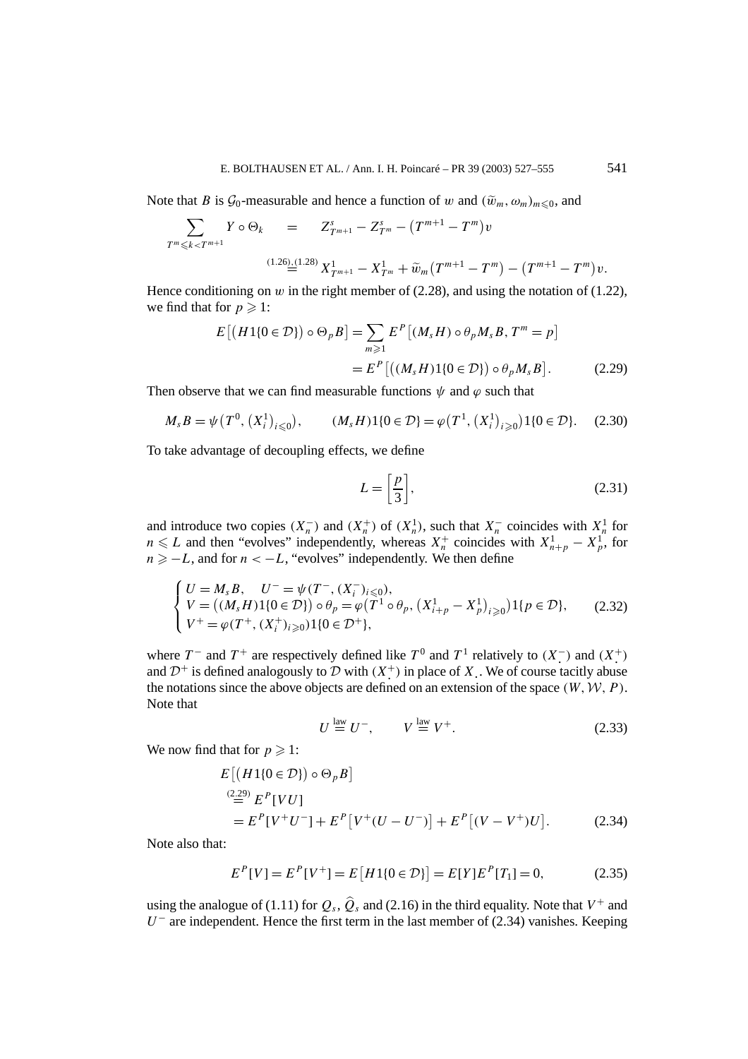Note that $B$ is $\mathcal{G}_0$-measurable and hence a function of $w$ and $(\widetilde{w}_m, \omega_m)_{m \leqslant 0}$, and

$$
\begin{aligned}
\sum_{T^m \leqslant k < T^{m+1}} Y \circ \Theta_k \quad &= \quad Z^s_{T^{m+1}} - Z^s_{T^m} - \left(T^{m+1} - T^m\right) v \\
&\overset{(1.26),(1.28)}{=} X^1_{T^{m+1}} - X^1_{T^m} + \widetilde{w}_m\left(T^{m+1} - T^m\right) - \left(T^{m+1} - T^m\right) v.
\end{aligned}
$$

Hence conditioning on $w$ in the right member of (2.28), and using the notation of (1.22), we find that for $p \geqslant 1$:

$$
\begin{aligned}
E\left[\left(H 1\{0 \in \mathcal{D}\}\right) \circ \Theta_p B\right] &= \sum_{m \geqslant 1} E^P\left[(M_s H) \circ \theta_p M_s B, T^m = p\right] \\
&= E^P\left[\left((M_s H) 1\{0 \in \mathcal{D}\}\right) \circ \theta_p M_s B\right]. \qquad (2.29)
\end{aligned}
$$

Then observe that we can find measurable functions $\psi$ and $\varphi$ such that

$$
M_s B = \psi\left(T^0, \left(X^1_i\right)_{i \leqslant 0}\right), \qquad (M_s H) 1\{0 \in \mathcal{D}\} = \varphi\left(T^1, \left(X^1_i\right)_{i \geqslant 0}\right) 1\{0 \in \mathcal{D}\}. \quad (2.30)
$$

To take advantage of decoupling effects, we define

$$
L = \left[\frac{p}{3}\right], \qquad (2.31)
$$

and introduce two copies $(X^-_n)$ and $(X^+_n)$ of $(X^1_n)$, such that $X^-_n$ coincides with $X^1_n$ for $n \leqslant L$ and then "evolves" independently, whereas $X^+_n$ coincides with $X^1_{n+p} - X^1_p$, for $n \geqslant -L$, and for $n < -L$, "evolves" independently. We then define

$$
\begin{cases}
U = M_s B, \quad U^- = \psi(T^-, (X^-_i)_{i \leqslant 0}), \\
V = \left((M_s H) 1\{0 \in \mathcal{D}\}\right) \circ \theta_p = \varphi\left(T^1 \circ \theta_p, \left(X^1_{i+p} - X^1_p\right)_{i \geqslant 0}\right) 1\{p \in \mathcal{D}\}, \\
V^+ = \varphi(T^+, (X^+_i)_{i \geqslant 0}) 1\{0 \in \mathcal{D}^+\},
\end{cases} \qquad (2.32)
$$

where $T^-$ and $T^+$ are respectively defined like $T^0$ and $T^1$ relatively to $(X^-_{\cdot})$ and $(X^+_{\cdot})$ and $\mathcal{D}^+$ is defined analogously to $\mathcal{D}$ with $(X^+_{\cdot})$ in place of $X_{\cdot}$. We of course tacitly abuse the notations since the above objects are defined on an extension of the space $(W, \mathcal{W}, P)$. Note that

$$
U \overset{\text{law}}{=} U^-, \qquad V \overset{\text{law}}{=} V^+. \qquad (2.33)
$$

We now find that for $p \geqslant 1$:

$$
\begin{aligned}
&E\left[\left(H 1\{0 \in \mathcal{D}\}\right) \circ \Theta_p B\right] \\
&\overset{(2.29)}{=} E^P[VU] \\
&= E^P[V^+ U^-] + E^P\left[V^+ (U - U^-)\right] + E^P\left[(V - V^+) U\right]. \qquad (2.34)
\end{aligned}
$$

Note also that:

$$
E^P[V] = E^P[V^+] = E\left[H 1\{0 \in \mathcal{D}\}\right] = E[Y] E^P[T_1] = 0, \qquad (2.35)
$$

using the analogue of (1.11) for $Q_s$, $\widehat{Q}_s$ and (2.16) in the third equality. Note that $V^+$ and $U^-$ are independent. Hence the first term in the last member of (2.34) vanishes. Keeping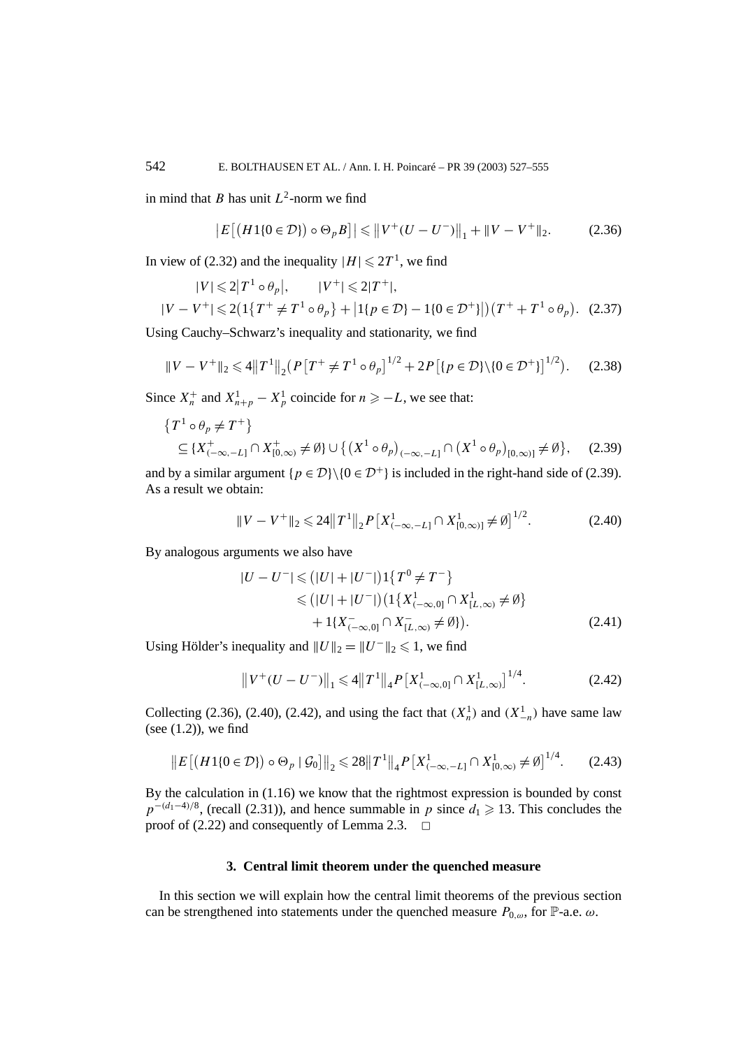in mind that $B$ has unit $L^2$-norm we find

$$\left|E\left[\left(H1\{0 \in \mathcal{D}\}\right) \circ \Theta_p B\right]\right| \leqslant \left\|V^+(U - U^-)\right\|_1 + \|V - V^+\|_2. \tag{2.36}$$

In view of (2.32) and the inequality $|H| \leqslant 2T^1$, we find

$$\begin{aligned}
&|V| \leqslant 2\left|T^1 \circ \theta_p\right|, \qquad |V^+| \leqslant 2|T^+|, \\
&|V - V^+| \leqslant 2\left(1\left\{T^+ \neq T^1 \circ \theta_p\right\} + \left|1\{p \in \mathcal{D}\} - 1\{0 \in \mathcal{D}^+\}\right|\right)\left(T^+ + T^1 \circ \theta_p\right).
\end{aligned} \tag{2.37}$$

Using Cauchy–Schwarz's inequality and stationarity, we find

$$\|V - V^+\|_2 \leqslant 4\left\|T^1\right\|_2\left(P\left[T^+ \neq T^1 \circ \theta_p\right]^{1/2} + 2P\left[\{p \in \mathcal{D}\}\backslash\{0 \in \mathcal{D}^+\}\right]^{1/2}\right). \tag{2.38}$$

Since $X_n^+$ and $X_{n+p}^1 - X_p^1$ coincide for $n \geqslant -L$, we see that:

$$\begin{aligned}
&\left\{T^1 \circ \theta_p \neq T^+\right\} \\
&\quad \subseteq \{X^+_{(-\infty,-L]} \cap X^+_{[0,\infty)} \neq \emptyset\} \cup \left\{\left(X^1 \circ \theta_p\right)_{(-\infty,-L]} \cap \left(X^1 \circ \theta_p\right)_{[0,\infty)]} \neq \emptyset\right\},
\end{aligned} \tag{2.39}$$

and by a similar argument $\{p \in \mathcal{D}\}\backslash\{0 \in \mathcal{D}^+\}$ is included in the right-hand side of (2.39). As a result we obtain:

$$\|V - V^+\|_2 \leqslant 24\left\|T^1\right\|_2 P\left[X^1_{(-\infty,-L]} \cap X^1_{[0,\infty)]} \neq \emptyset\right]^{1/2}. \tag{2.40}$$

By analogous arguments we also have

$$\begin{aligned}
|U - U^-| &\leqslant \left(|U| + |U^-|\right)1\left\{T^0 \neq T^-\right\} \\
&\leqslant \left(|U| + |U^-|\right)\left(1\left\{X^1_{(-\infty,0]} \cap X^1_{[L,\infty)} \neq \emptyset\right\}\right. \\
&\qquad \left. + 1\{X^-_{(-\infty,0]} \cap X^-_{[L,\infty)} \neq \emptyset\}\right).
\end{aligned} \tag{2.41}$$

Using Hölder's inequality and $\|U\|_2 = \|U^-\|_2 \leqslant 1$, we find

$$\left\|V^+(U - U^-)\right\|_1 \leqslant 4\left\|T^1\right\|_4 P\left[X^1_{(-\infty,0]} \cap X^1_{[L,\infty)}\right]^{1/4}. \tag{2.42}$$

Collecting (2.36), (2.40), (2.42), and using the fact that $(X_n^1)$ and $(X_{-n}^1)$ have same law (see (1.2)), we find

$$\left\|E\left[\left(H1\{0 \in \mathcal{D}\}\right) \circ \Theta_p \mid \mathcal{G}_0\right]\right\|_2 \leqslant 28\left\|T^1\right\|_4 P\left[X^1_{(-\infty,-L]} \cap X^1_{[0,\infty)} \neq \emptyset\right]^{1/4}. \tag{2.43}$$

By the calculation in (1.16) we know that the rightmost expression is bounded by const $p^{-(d_1-4)/8}$, (recall (2.31)), and hence summable in $p$ since $d_1 \geqslant 13$. This concludes the proof of (2.22) and consequently of Lemma 2.3. □

## 3. Central limit theorem under the quenched measure

In this section we will explain how the central limit theorems of the previous section can be strengthened into statements under the quenched measure $P_{0,\omega}$, for $\mathbb{P}$-a.e. $\omega$.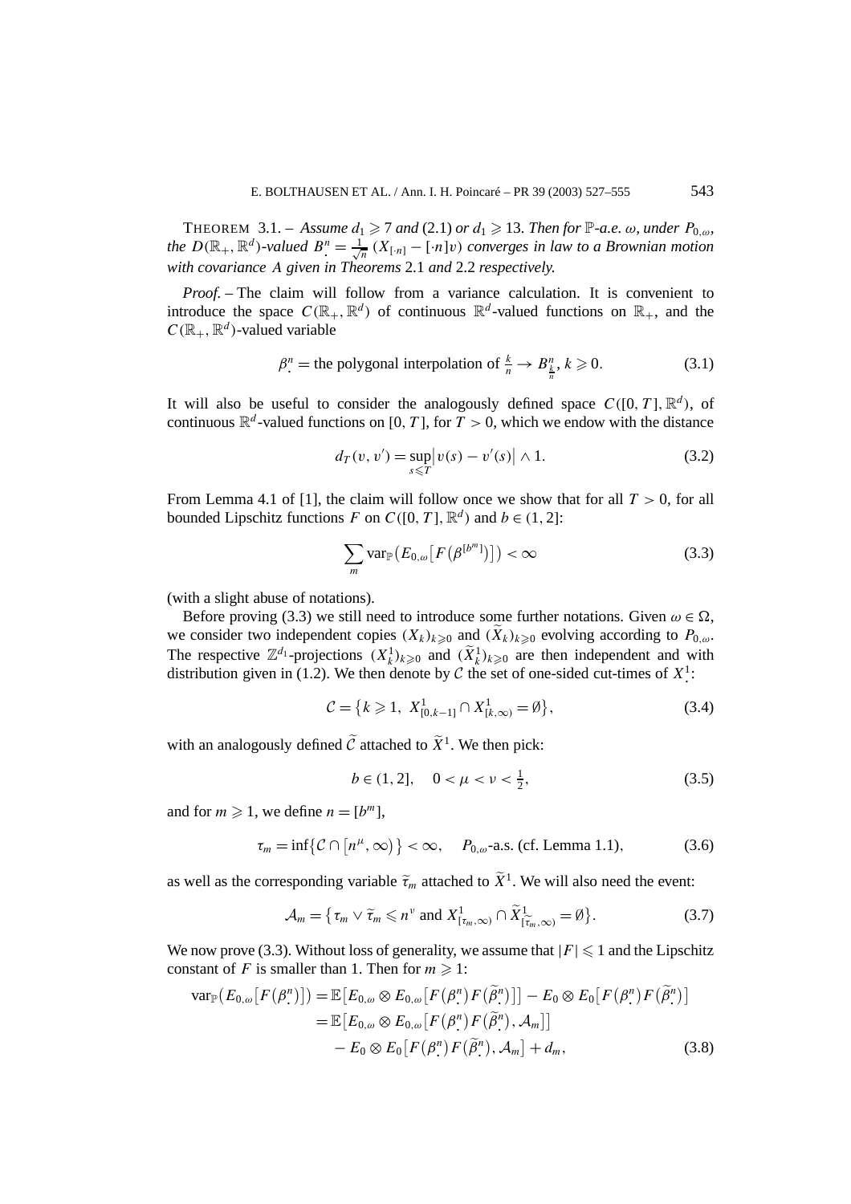THEOREM 3.1. – *Assume $d_1 \geqslant 7$ and (2.1) or $d_1 \geqslant 13$. Then for $\mathbb{P}$-a.e. $\omega$, under $P_{0,\omega}$, the $D(\mathbb{R}_+, \mathbb{R}^d)$-valued $B^n_\cdot = \frac{1}{\sqrt{n}}(X_{[\cdot n]} - [\cdot n]v)$ converges in law to a Brownian motion with covariance $A$ given in Theorems* 2.1 *and* 2.2 *respectively.*

*Proof.* – The claim will follow from a variance calculation. It is convenient to introduce the space $C(\mathbb{R}_+, \mathbb{R}^d)$ of continuous $\mathbb{R}^d$-valued functions on $\mathbb{R}_+$, and the $C(\mathbb{R}_+, \mathbb{R}^d)$-valued variable

$$\beta^n_\cdot = \text{the polygonal interpolation of } \tfrac{k}{n} \to B^n_{\frac{k}{n}},\ k \geqslant 0. \tag{3.1}$$

It will also be useful to consider the analogously defined space $C([0,T], \mathbb{R}^d)$, of continuous $\mathbb{R}^d$-valued functions on $[0,T]$, for $T > 0$, which we endow with the distance

$$d_T(v, v') = \sup_{s \leqslant T} \big|v(s) - v'(s)\big| \wedge 1. \tag{3.2}$$

From Lemma 4.1 of [1], the claim will follow once we show that for all $T > 0$, for all bounded Lipschitz functions $F$ on $C([0,T], \mathbb{R}^d)$ and $b \in (1, 2]$:

$$\sum_m \operatorname{var}_{\mathbb{P}}\big(E_{0,\omega}\big[F\big(\beta^{[b^m]}\big)\big]\big) < \infty \tag{3.3}$$

(with a slight abuse of notations).

Before proving (3.3) we still need to introduce some further notations. Given $\omega \in \Omega$, we consider two independent copies $(X_k)_{k \geqslant 0}$ and $(\widetilde{X}_k)_{k \geqslant 0}$ evolving according to $P_{0,\omega}$. The respective $\mathbb{Z}^{d_1}$-projections $(X^1_k)_{k \geqslant 0}$ and $(\widetilde{X}^1_k)_{k \geqslant 0}$ are then independent and with distribution given in (1.2). We then denote by $\mathcal{C}$ the set of one-sided cut-times of $X^1_\cdot$:

$$\mathcal{C} = \big\{k \geqslant 1,\ X^1_{[0,k-1]} \cap X^1_{[k,\infty)} = \emptyset\big\}, \tag{3.4}$$

with an analogously defined $\widetilde{\mathcal{C}}$ attached to $\widetilde{X}^1$. We then pick:

$$b \in (1, 2], \quad 0 < \mu < \nu < \tfrac{1}{2}, \tag{3.5}$$

and for $m \geqslant 1$, we define $n = [b^m]$,

$$\tau_m = \inf\big\{\mathcal{C} \cap \big[n^\mu, \infty\big)\big\} < \infty, \quad P_{0,\omega}\text{-a.s. (cf. Lemma 1.1)}, \tag{3.6}$$

as well as the corresponding variable $\widetilde{\tau}_m$ attached to $\widetilde{X}^1$. We will also need the event:

$$\mathcal{A}_m = \big\{\tau_m \vee \widetilde{\tau}_m \leqslant n^\nu \text{ and } X^1_{[\tau_m,\infty)} \cap \widetilde{X}^1_{[\widetilde{\tau}_m,\infty)} = \emptyset\big\}. \tag{3.7}$$

We now prove (3.3). Without loss of generality, we assume that $|F| \leqslant 1$ and the Lipschitz constant of $F$ is smaller than 1. Then for $m \geqslant 1$:

$$\begin{aligned}
\operatorname{var}_{\mathbb{P}}\big(E_{0,\omega}\big[F\big(\beta^n_\cdot\big)\big]\big) &= \mathbb{E}\big[E_{0,\omega} \otimes E_{0,\omega}\big[F\big(\beta^n_\cdot\big)F\big(\widetilde{\beta}^n_\cdot\big)\big]\big] - E_0 \otimes E_0\big[F\big(\beta^n_\cdot\big)F\big(\widetilde{\beta}^n_\cdot\big)\big] \\
&= \mathbb{E}\big[E_{0,\omega} \otimes E_{0,\omega}\big[F\big(\beta^n_\cdot\big)F\big(\widetilde{\beta}^n_\cdot\big), \mathcal{A}_m\big]\big] \\
&\quad - E_0 \otimes E_0\big[F\big(\beta^n_\cdot\big)F\big(\widetilde{\beta}^n_\cdot\big), \mathcal{A}_m\big] + d_m,
\end{aligned} \tag{3.8}$$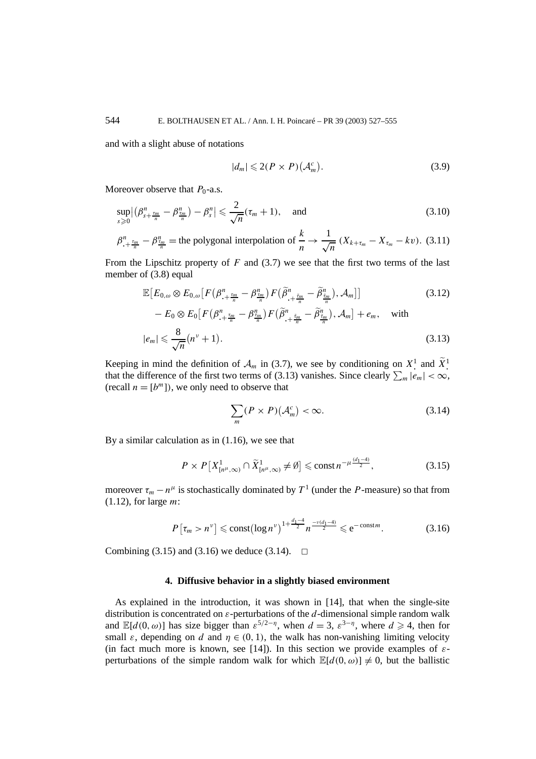and with a slight abuse of notations

$$|d_m| \leqslant 2(P \times P)(\mathcal{A}_m^c). \tag{3.9}$$

Moreover observe that $P_0$-a.s.

$$\sup_{s \geqslant 0} \left| \left( \beta^n_{s+\frac{\tau_m}{n}} - \beta^n_{\frac{\tau_m}{n}} \right) - \beta^n_s \right| \leqslant \frac{2}{\sqrt{n}} (\tau_m + 1), \quad \text{and} \tag{3.10}$$

$$\beta^n_{\cdot+\frac{\tau_m}{n}} - \beta^n_{\frac{\tau_m}{n}} = \text{the polygonal interpolation of } \frac{k}{n} \to \frac{1}{\sqrt{n}} \left( X_{k+\tau_m} - X_{\tau_m} - kv \right). \tag{3.11}$$

From the Lipschitz property of $F$ and (3.7) we see that the first two terms of the last member of (3.8) equal

$$\begin{aligned} &\mathbb{E}\left[ E_{0,\omega} \otimes E_{0,\omega} \left[ F\left( \beta^n_{\cdot+\frac{\tau_m}{n}} - \beta^n_{\frac{\tau_m}{n}} \right) F\left( \widetilde{\beta}^n_{\cdot+\frac{\tilde{\tau}_m}{n}} - \widetilde{\beta}^n_{\frac{\tilde{\tau}_m}{n}} \right), \mathcal{A}_m \right] \right] \qquad (3.12) \\ &\quad - E_0 \otimes E_0 \left[ F\left( \beta^n_{\cdot+\frac{\tau_m}{n}} - \beta^n_{\frac{\tau_m}{n}} \right) F\left( \widetilde{\beta}^n_{\cdot+\frac{\tilde{\tau}_m}{n}} - \widetilde{\beta}^n_{\frac{\tilde{\tau}_m}{n}} \right), \mathcal{A}_m \right] + e_m, \quad \text{with} \end{aligned}$$

$$|e_m| \leqslant \frac{8}{\sqrt{n}} \left( n^{\nu} + 1 \right). \tag{3.13}$$

Keeping in mind the definition of $\mathcal{A}_m$ in (3.7), we see by conditioning on $X^1_{\cdot}$ and $\widetilde{X}^1_{\cdot}$ that the difference of the first two terms of (3.13) vanishes. Since clearly $\sum_m |e_m| < \infty$, (recall $n = [b^m]$), we only need to observe that

$$\sum_m (P \times P)(\mathcal{A}_m^c) < \infty. \tag{3.14}$$

By a similar calculation as in (1.16), we see that

$$P \times P\left[ X^1_{[n^{\mu},\infty)} \cap \widetilde{X}^1_{[n^{\mu},\infty)} \neq \emptyset \right] \leqslant \text{const}\, n^{-\mu \frac{(d_1-4)}{2}}, \tag{3.15}$$

moreover $\tau_m - n^{\mu}$ is stochastically dominated by $T^1$ (under the $P$-measure) so that from (1.12), for large $m$:

$$P\left[ \tau_m > n^{\nu} \right] \leqslant \text{const}\left( \log n^{\nu} \right)^{1+\frac{d_1-4}{2}} n^{\frac{-\nu(d_1-4)}{2}} \leqslant \mathrm{e}^{-\text{const}\, m}. \tag{3.16}$$

Combining (3.15) and (3.16) we deduce (3.14). $\square$

## 4. Diffusive behavior in a slightly biased environment

As explained in the introduction, it was shown in [14], that when the single-site distribution is concentrated on $\varepsilon$-perturbations of the $d$-dimensional simple random walk and $\mathbb{E}[d(0,\omega)]$ has size bigger than $\varepsilon^{5/2-\eta}$, when $d = 3$, $\varepsilon^{3-\eta}$, where $d \geqslant 4$, then for small $\varepsilon$, depending on $d$ and $\eta \in (0,1)$, the walk has non-vanishing limiting velocity (in fact much more is known, see [14]). In this section we provide examples of $\varepsilon$-perturbations of the simple random walk for which $\mathbb{E}[d(0,\omega)] \neq 0$, but the ballistic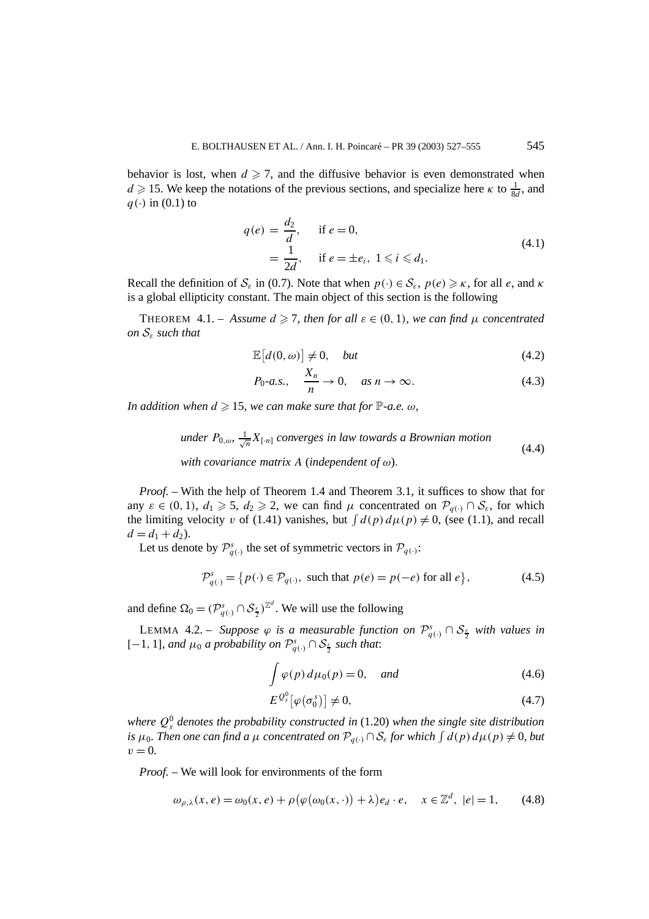behavior is lost, when $d \geqslant 7$, and the diffusive behavior is even demonstrated when $d \geqslant 15$. We keep the notations of the previous sections, and specialize here $\kappa$ to $\frac{1}{8d}$, and $q(\cdot)$ in (0.1) to

$$
\begin{aligned}
q(e) &= \frac{d_2}{d}, \quad \text{if } e = 0, \\
&= \frac{1}{2d}, \quad \text{if } e = \pm e_i,\ 1 \leqslant i \leqslant d_1.
\end{aligned} \tag{4.1}
$$

Recall the definition of $\mathcal{S}_\varepsilon$ in (0.7). Note that when $p(\cdot) \in \mathcal{S}_\varepsilon$, $p(e) \geqslant \kappa$, for all $e$, and $\kappa$ is a global ellipticity constant. The main object of this section is the following

THEOREM 4.1. – *Assume $d \geqslant 7$, then for all $\varepsilon \in (0,1)$, we can find $\mu$ concentrated on $\mathcal{S}_\varepsilon$ such that*

$$
\mathbb{E}\big[d(0,\omega)\big] \neq 0, \quad \textit{but} \tag{4.2}
$$

$$
P_0\textit{-a.s.}, \quad \frac{X_n}{n} \to 0, \quad \textit{as } n \to \infty. \tag{4.3}
$$

*In addition when $d \geqslant 15$, we can make sure that for $\mathbb{P}$-a.e. $\omega$,*

$$
\begin{aligned}
&\textit{under } P_{0,\omega},\ \tfrac{1}{\sqrt{n}} X_{[\cdot n]} \textit{ converges in law towards a Brownian motion} \\
&\textit{with covariance matrix } A \ (\textit{independent of } \omega).
\end{aligned} \tag{4.4}
$$

*Proof.* – With the help of Theorem 1.4 and Theorem 3.1, it suffices to show that for any $\varepsilon \in (0,1)$, $d_1 \geqslant 5$, $d_2 \geqslant 2$, we can find $\mu$ concentrated on $\mathcal{P}_{q(\cdot)} \cap \mathcal{S}_\varepsilon$, for which the limiting velocity $v$ of (1.41) vanishes, but $\int d(p)\, d\mu(p) \neq 0$, (see (1.1), and recall $d = d_1 + d_2$).

Let us denote by $\mathcal{P}^s_{q(\cdot)}$ the set of symmetric vectors in $\mathcal{P}_{q(\cdot)}$:

$$
\mathcal{P}^s_{q(\cdot)} = \big\{ p(\cdot) \in \mathcal{P}_{q(\cdot)},\ \text{such that } p(e) = p(-e) \text{ for all } e \big\}, \tag{4.5}
$$

and define $\Omega_0 = (\mathcal{P}^s_{q(\cdot)} \cap \mathcal{S}_{\frac{\varepsilon}{2}})^{\mathbb{Z}^d}$. We will use the following

LEMMA 4.2. – *Suppose $\varphi$ is a measurable function on $\mathcal{P}^s_{q(\cdot)} \cap \mathcal{S}_{\frac{\varepsilon}{2}}$ with values in $[-1,1]$, and $\mu_0$ a probability on $\mathcal{P}^s_{q(\cdot)} \cap \mathcal{S}_{\frac{\varepsilon}{2}}$ such that*:

$$
\int \varphi(p)\, d\mu_0(p) = 0, \quad \textit{and} \tag{4.6}
$$

$$
E^{Q^0_s}\big[\varphi(\sigma^s_0)\big] \neq 0, \tag{4.7}
$$

*where $Q^0_s$ denotes the probability constructed in* (1.20) *when the single site distribution is $\mu_0$. Then one can find a $\mu$ concentrated on $\mathcal{P}_{q(\cdot)} \cap \mathcal{S}_\varepsilon$ for which $\int d(p)\, d\mu(p) \neq 0$, but $v = 0$.*

*Proof.* – We will look for environments of the form

$$
\omega_{\rho,\lambda}(x,e) = \omega_0(x,e) + \rho\big(\varphi\big(\omega_0(x,\cdot)\big) + \lambda\big) e_d \cdot e, \quad x \in \mathbb{Z}^d,\ |e| = 1, \tag{4.8}
$$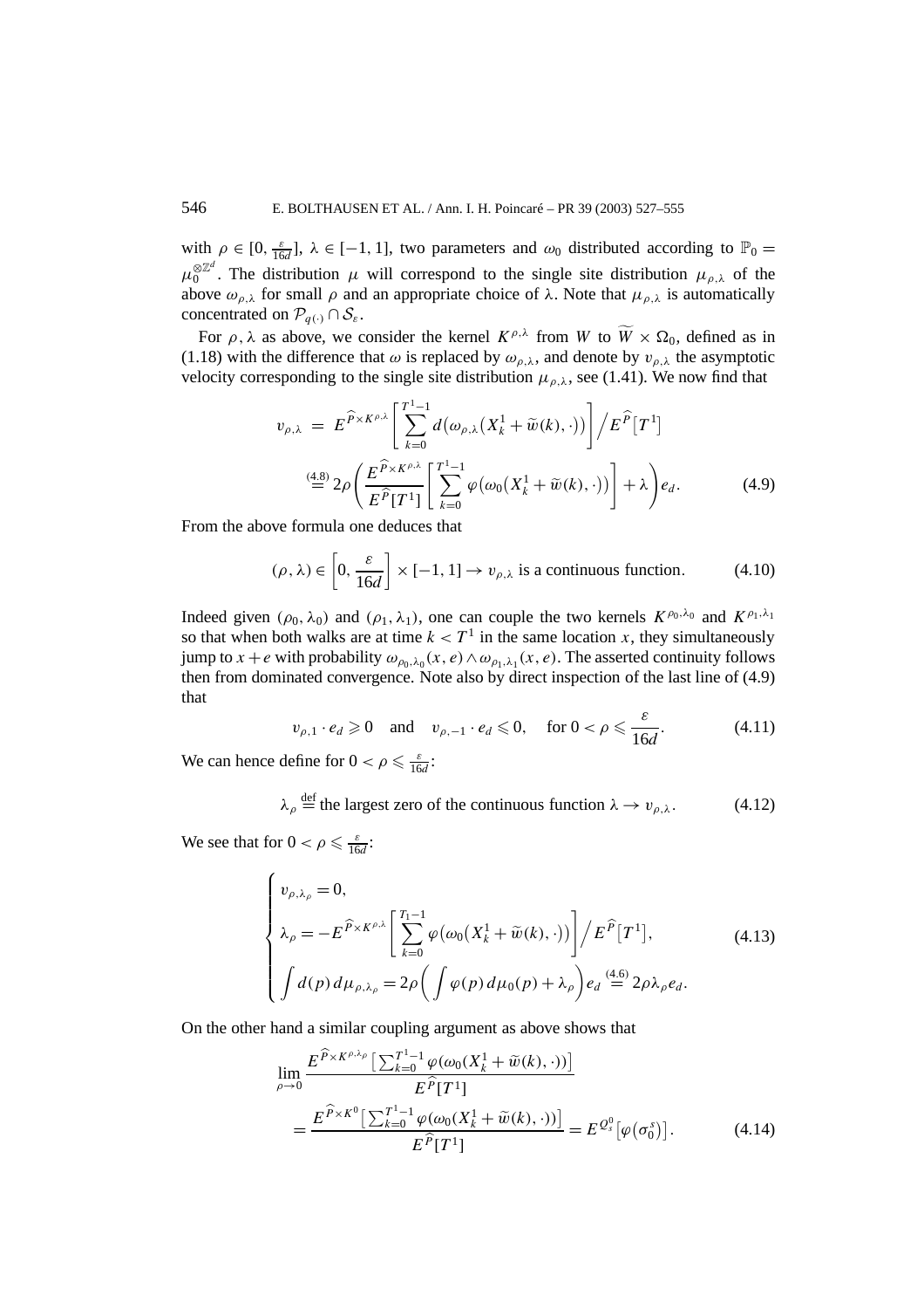with $\rho \in [0, \frac{\varepsilon}{16d}]$, $\lambda \in [-1, 1]$, two parameters and $\omega_0$ distributed according to $\mathbb{P}_0 = \mu_0^{\otimes \mathbb{Z}^d}$. The distribution $\mu$ will correspond to the single site distribution $\mu_{\rho,\lambda}$ of the above $\omega_{\rho,\lambda}$ for small $\rho$ and an appropriate choice of $\lambda$. Note that $\mu_{\rho,\lambda}$ is automatically concentrated on $\mathcal{P}_{q(\cdot)} \cap \mathcal{S}_\varepsilon$.

For $\rho, \lambda$ as above, we consider the kernel $K^{\rho,\lambda}$ from $W$ to $\widetilde{W} \times \Omega_0$, defined as in (1.18) with the difference that $\omega$ is replaced by $\omega_{\rho,\lambda}$, and denote by $v_{\rho,\lambda}$ the asymptotic velocity corresponding to the single site distribution $\mu_{\rho,\lambda}$, see (1.41). We now find that

$$
\begin{aligned}
v_{\rho,\lambda} &= E^{\widehat{P} \times K^{\rho,\lambda}}\left[\sum_{k=0}^{T^1-1} d\big(\omega_{\rho,\lambda}\big(X_k^1 + \widetilde{w}(k), \cdot\big)\big)\right] \Big/ E^{\widehat{P}}\big[T^1\big] \\
&\overset{(4.8)}{=} 2\rho\left(\frac{E^{\widehat{P} \times K^{\rho,\lambda}}}{E^{\widehat{P}}[T^1]}\left[\sum_{k=0}^{T^1-1} \varphi\big(\omega_0\big(X_k^1 + \widetilde{w}(k), \cdot\big)\big)\right] + \lambda\right) e_d.
\end{aligned} \tag{4.9}
$$

From the above formula one deduces that

$$
(\rho, \lambda) \in \left[0, \frac{\varepsilon}{16d}\right] \times [-1, 1] \to v_{\rho,\lambda} \text{ is a continuous function.} \tag{4.10}
$$

Indeed given $(\rho_0, \lambda_0)$ and $(\rho_1, \lambda_1)$, one can couple the two kernels $K^{\rho_0,\lambda_0}$ and $K^{\rho_1,\lambda_1}$ so that when both walks are at time $k < T^1$ in the same location $x$, they simultaneously jump to $x + e$ with probability $\omega_{\rho_0,\lambda_0}(x, e) \wedge \omega_{\rho_1,\lambda_1}(x, e)$. The asserted continuity follows then from dominated convergence. Note also by direct inspection of the last line of (4.9) that

$$
v_{\rho,1} \cdot e_d \geqslant 0 \quad \text{and} \quad v_{\rho,-1} \cdot e_d \leqslant 0, \quad \text{for } 0 < \rho \leqslant \frac{\varepsilon}{16d}. \tag{4.11}
$$

We can hence define for $0 < \rho \leqslant \frac{\varepsilon}{16d}$:

$$
\lambda_\rho \overset{\text{def}}{=} \text{the largest zero of the continuous function } \lambda \to v_{\rho,\lambda}. \tag{4.12}
$$

We see that for $0 < \rho \leqslant \frac{\varepsilon}{16d}$:

$$
\begin{cases}
v_{\rho,\lambda_\rho} = 0, \\
\lambda_\rho = -E^{\widehat{P} \times K^{\rho,\lambda}}\left[\displaystyle\sum_{k=0}^{T_1-1} \varphi\big(\omega_0\big(X_k^1 + \widetilde{w}(k), \cdot\big)\big)\right] \Big/ E^{\widehat{P}}\big[T^1\big], \\
\displaystyle\int d(p)\, d\mu_{\rho,\lambda_\rho} = 2\rho\left(\int \varphi(p)\, d\mu_0(p) + \lambda_\rho\right) e_d \overset{(4.6)}{=} 2\rho\lambda_\rho e_d.
\end{cases} \tag{4.13}
$$

On the other hand a similar coupling argument as above shows that

$$
\begin{aligned}
&\lim_{\rho \to 0} \frac{E^{\widehat{P} \times K^{\rho,\lambda_\rho}}\big[\sum_{k=0}^{T^1-1} \varphi(\omega_0(X_k^1 + \widetilde{w}(k), \cdot))\big]}{E^{\widehat{P}}[T^1]} \\
&\quad = \frac{E^{\widehat{P} \times K^0}\big[\sum_{k=0}^{T^1-1} \varphi(\omega_0(X_k^1 + \widetilde{w}(k), \cdot))\big]}{E^{\widehat{P}}[T^1]} = E^{Q_s^0}\big[\varphi\big(\sigma_0^s\big)\big].
\end{aligned} \tag{4.14}
$$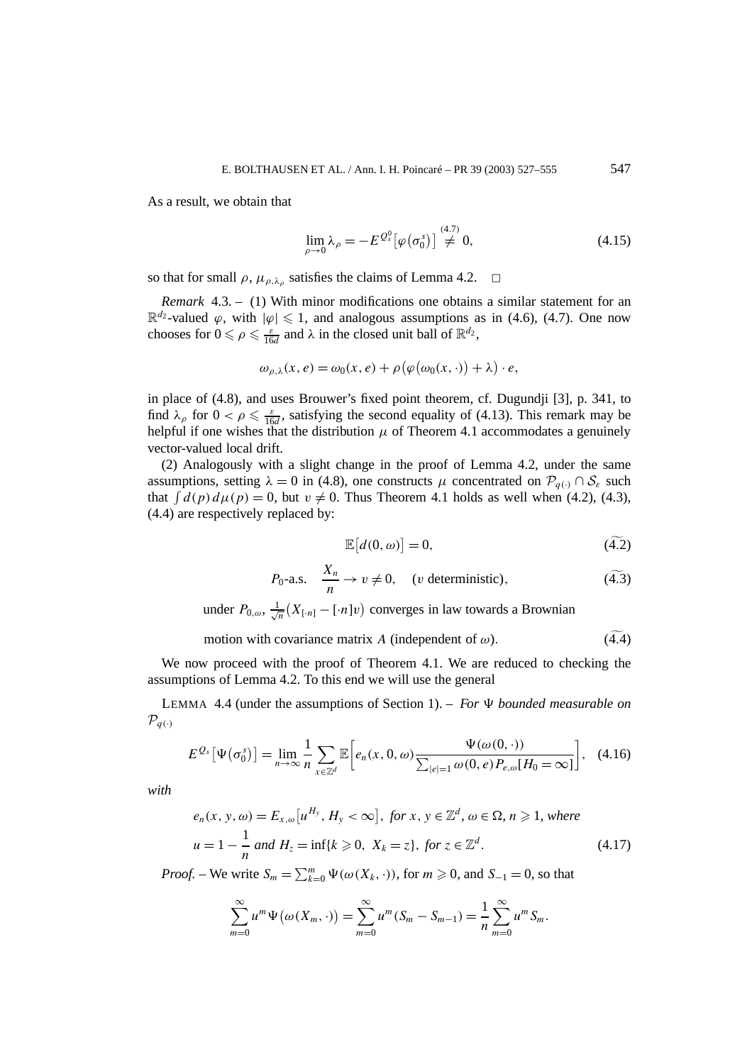As a result, we obtain that

$$\lim_{\rho\to 0}\lambda_\rho = -E^{Q_s^0}\big[\varphi\big(\sigma_0^s\big)\big] \overset{(4.7)}{\neq} 0, \tag{4.15}$$

so that for small $\rho$, $\mu_{\rho,\lambda_\rho}$ satisfies the claims of Lemma 4.2. $\square$

*Remark* 4.3. – (1) With minor modifications one obtains a similar statement for an $\mathbb{R}^{d_2}$-valued $\varphi$, with $|\varphi| \leqslant 1$, and analogous assumptions as in (4.6), (4.7). One now chooses for $0 \leqslant \rho \leqslant \frac{\varepsilon}{16d}$ and $\lambda$ in the closed unit ball of $\mathbb{R}^{d_2}$,

$$\omega_{\rho,\lambda}(x,e) = \omega_0(x,e) + \rho\big(\varphi\big(\omega_0(x,\cdot)\big) + \lambda\big)\cdot e,$$

in place of (4.8), and uses Brouwer's fixed point theorem, cf. Dugundji [3], p. 341, to find $\lambda_\rho$ for $0 < \rho \leqslant \frac{\varepsilon}{16d}$, satisfying the second equality of (4.13). This remark may be helpful if one wishes that the distribution $\mu$ of Theorem 4.1 accommodates a genuinely vector-valued local drift.

(2) Analogously with a slight change in the proof of Lemma 4.2, under the same assumptions, setting $\lambda = 0$ in (4.8), one constructs $\mu$ concentrated on $\mathcal{P}_{q(\cdot)} \cap \mathcal{S}_\varepsilon$ such that $\int d(p)\,d\mu(p) = 0$, but $v \neq 0$. Thus Theorem 4.1 holds as well when (4.2), (4.3), (4.4) are respectively replaced by:

$$\mathbb{E}\big[d(0,\omega)\big] = 0, \tag{$\widetilde{4.2}$}$$

$$P_0\text{-a.s.}\quad \frac{X_n}{n} \to v \neq 0, \quad (v \text{ deterministic}), \tag{$\widetilde{4.3}$}$$

under $P_{0,\omega}$, $\frac{1}{\sqrt{n}}\big(X_{[\cdot n]} - [\cdot n]v\big)$ converges in law towards a Brownian

motion with covariance matrix $A$ (independent of $\omega$). $(\widetilde{4.4})$

We now proceed with the proof of Theorem 4.1. We are reduced to checking the assumptions of Lemma 4.2. To this end we will use the general

LEMMA 4.4 (under the assumptions of Section 1). – *For $\Psi$ bounded measurable on $\mathcal{P}_{q(\cdot)}$*

$$E^{Q_s}\big[\Psi\big(\sigma_0^s\big)\big] = \lim_{n\to\infty}\frac{1}{n}\sum_{x\in\mathbb{Z}^d}\mathbb{E}\bigg[e_n(x,0,\omega)\frac{\Psi(\omega(0,\cdot))}{\sum_{|e|=1}\omega(0,e)P_{e,\omega}[H_0=\infty]}\bigg], \tag{4.16}$$

*with*

$$\begin{aligned}
&e_n(x,y,\omega) = E_{x,\omega}\big[u^{H_y},\ H_y < \infty\big],\ \textit{for } x,y\in\mathbb{Z}^d,\ \omega\in\Omega,\ n\geqslant 1,\ \textit{where}\\
&u = 1 - \frac{1}{n}\ \textit{and}\ H_z = \inf\{k\geqslant 0,\ X_k = z\},\ \textit{for } z\in\mathbb{Z}^d.
\end{aligned} \tag{4.17}$$

*Proof.* – We write $S_m = \sum_{k=0}^m \Psi(\omega(X_k,\cdot))$, for $m \geqslant 0$, and $S_{-1} = 0$, so that

$$\sum_{m=0}^\infty u^m\Psi\big(\omega(X_m,\cdot)\big) = \sum_{m=0}^\infty u^m(S_m - S_{m-1}) = \frac{1}{n}\sum_{m=0}^\infty u^m S_m.$$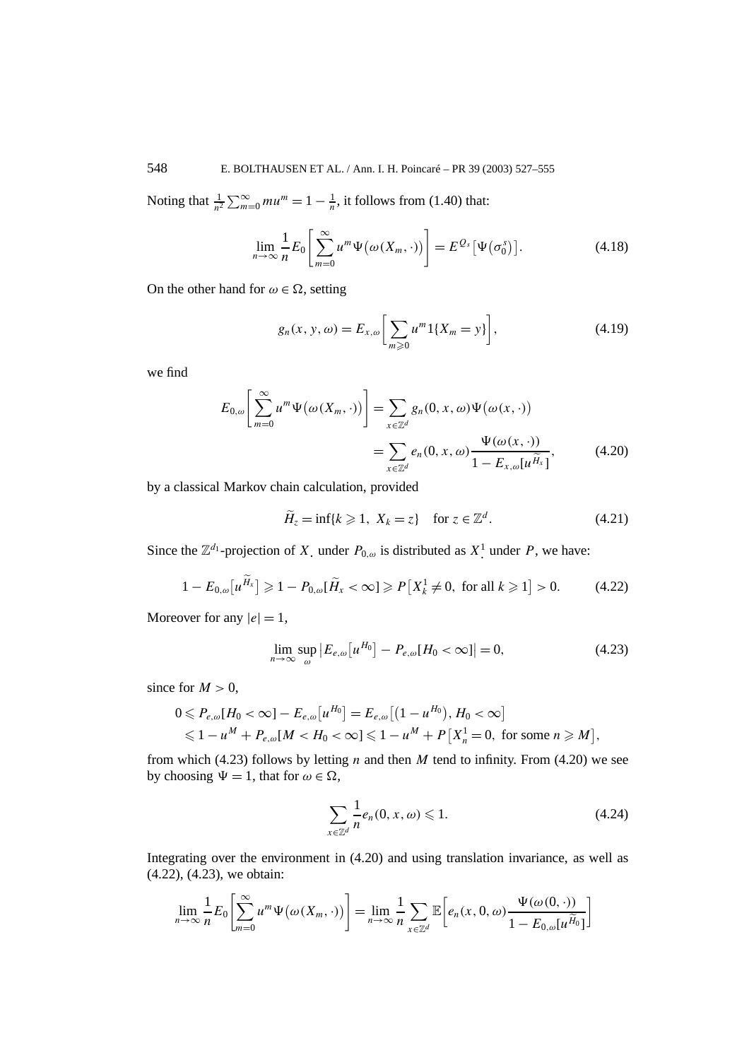Noting that $\frac{1}{n^2}\sum_{m=0}^{\infty} m u^m = 1 - \frac{1}{n}$, it follows from (1.40) that:

$$
\lim_{n\to\infty} \frac{1}{n} E_0\left[\sum_{m=0}^{\infty} u^m \Psi\big(\omega(X_m,\cdot)\big)\right] = E^{Q_s}\big[\Psi\big(\sigma_0^s\big)\big]. \tag{4.18}
$$

On the other hand for $\omega \in \Omega$, setting

$$
g_n(x,y,\omega) = E_{x,\omega}\bigg[\sum_{m\geqslant 0} u^m 1\{X_m = y\}\bigg], \tag{4.19}
$$

we find

$$
\begin{aligned}
E_{0,\omega}\left[\sum_{m=0}^{\infty} u^m \Psi\big(\omega(X_m,\cdot)\big)\right] &= \sum_{x\in\mathbb{Z}^d} g_n(0,x,\omega)\Psi\big(\omega(x,\cdot)\big) \\
&= \sum_{x\in\mathbb{Z}^d} e_n(0,x,\omega)\frac{\Psi(\omega(x,\cdot))}{1-E_{x,\omega}[u^{\widetilde{H}_x}]},
\end{aligned} \tag{4.20}
$$

by a classical Markov chain calculation, provided

$$
\widetilde{H}_z = \inf\{k \geqslant 1,\ X_k = z\} \quad \text{for } z \in \mathbb{Z}^d. \tag{4.21}
$$

Since the $\mathbb{Z}^{d_1}$-projection of $X_.$ under $P_{0,\omega}$ is distributed as $X^1_.$ under $P$, we have:

$$
1 - E_{0,\omega}\big[u^{\widetilde{H}_x}\big] \geqslant 1 - P_{0,\omega}[\widetilde{H}_x < \infty] \geqslant P\big[X_k^1 \neq 0, \text{ for all } k \geqslant 1\big] > 0. \tag{4.22}
$$

Moreover for any $|e| = 1$,

$$
\lim_{n\to\infty} \sup_{\omega} \big|E_{e,\omega}\big[u^{H_0}\big] - P_{e,\omega}[H_0 < \infty]\big| = 0, \tag{4.23}
$$

since for $M > 0$,

$$
\begin{aligned}
0 &\leqslant P_{e,\omega}[H_0 < \infty] - E_{e,\omega}\big[u^{H_0}\big] = E_{e,\omega}\big[\big(1-u^{H_0}\big), H_0 < \infty\big] \\
&\leqslant 1 - u^M + P_{e,\omega}[M < H_0 < \infty] \leqslant 1 - u^M + P\big[X_n^1 = 0, \text{ for some } n \geqslant M\big],
\end{aligned}
$$

from which (4.23) follows by letting $n$ and then $M$ tend to infinity. From (4.20) we see by choosing $\Psi = 1$, that for $\omega \in \Omega$,

$$
\sum_{x\in\mathbb{Z}^d} \frac{1}{n} e_n(0,x,\omega) \leqslant 1. \tag{4.24}
$$

Integrating over the environment in (4.20) and using translation invariance, as well as (4.22), (4.23), we obtain:

$$
\lim_{n\to\infty} \frac{1}{n} E_0\left[\sum_{m=0}^{\infty} u^m \Psi\big(\omega(X_m,\cdot)\big)\right] = \lim_{n\to\infty} \frac{1}{n} \sum_{x\in\mathbb{Z}^d} \mathbb{E}\bigg[e_n(x,0,\omega)\frac{\Psi(\omega(0,\cdot))}{1-E_{0,\omega}[u^{\widetilde{H}_0}]}\bigg]
$$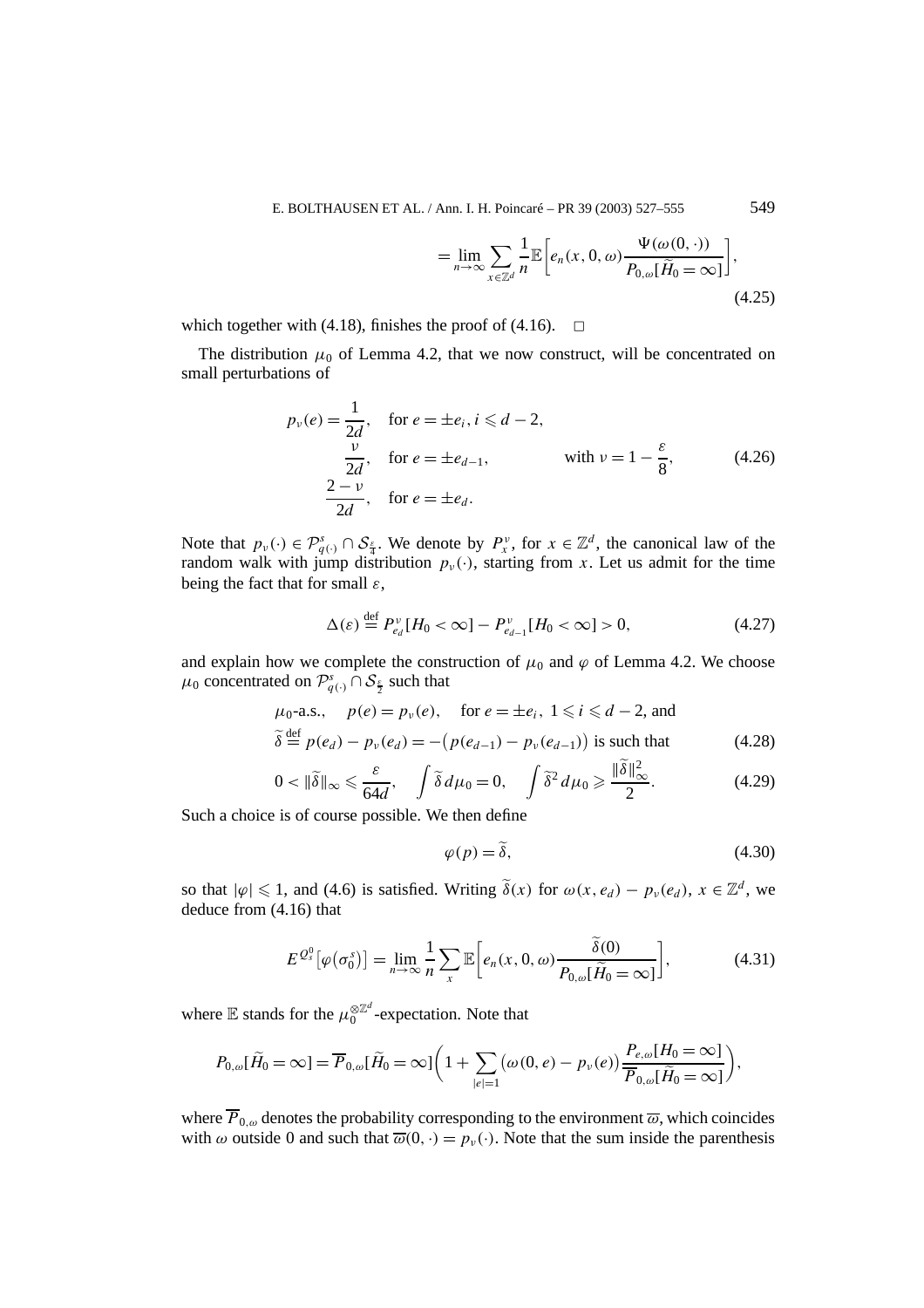$$= \lim_{n\to\infty} \sum_{x\in\mathbb{Z}^d} \frac{1}{n}\mathbb{E}\left[e_n(x,0,\omega)\frac{\Psi(\omega(0,\cdot))}{P_{0,\omega}[\widetilde{H}_0=\infty]}\right], \tag{4.25}$$

which together with (4.18), finishes the proof of (4.16). $\square$

The distribution $\mu_0$ of Lemma 4.2, that we now construct, will be concentrated on small perturbations of

$$p_\nu(e) = \begin{cases} \dfrac{1}{2d}, & \text{for } e = \pm e_i,\, i \leqslant d-2, \\[2mm] \dfrac{\nu}{2d}, & \text{for } e = \pm e_{d-1}, \\[2mm] \dfrac{2-\nu}{2d}, & \text{for } e = \pm e_d. \end{cases} \qquad \text{with } \nu = 1 - \frac{\varepsilon}{8}, \tag{4.26}$$

Note that $p_\nu(\cdot) \in \mathcal{P}^s_{q(\cdot)} \cap \mathcal{S}_{\frac{\varepsilon}{4}}$. We denote by $P^\nu_x$, for $x \in \mathbb{Z}^d$, the canonical law of the random walk with jump distribution $p_\nu(\cdot)$, starting from $x$. Let us admit for the time being the fact that for small $\varepsilon$,

$$\Delta(\varepsilon) \overset{\text{def}}{=} P^\nu_{e_d}[H_0 < \infty] - P^\nu_{e_{d-1}}[H_0 < \infty] > 0, \tag{4.27}$$

and explain how we complete the construction of $\mu_0$ and $\varphi$ of Lemma 4.2. We choose $\mu_0$ concentrated on $\mathcal{P}^s_{q(\cdot)} \cap \mathcal{S}_{\frac{\varepsilon}{2}}$ such that

$$\mu_0\text{-a.s.,} \quad p(e) = p_\nu(e), \quad \text{for } e = \pm e_i,\ 1 \leqslant i \leqslant d-2, \text{ and}$$
$$\widetilde{\delta} \overset{\text{def}}{=} p(e_d) - p_\nu(e_d) = -\big(p(e_{d-1}) - p_\nu(e_{d-1})\big) \text{ is such that} \tag{4.28}$$

$$0 < \|\widetilde{\delta}\|_\infty \leqslant \frac{\varepsilon}{64d}, \quad \int \widetilde{\delta}\, d\mu_0 = 0, \quad \int \widetilde{\delta}^2\, d\mu_0 \geqslant \frac{\|\widetilde{\delta}\|^2_\infty}{2}. \tag{4.29}$$

Such a choice is of course possible. We then define

$$\varphi(p) = \widetilde{\delta}, \tag{4.30}$$

so that $|\varphi| \leqslant 1$, and (4.6) is satisfied. Writing $\widetilde{\delta}(x)$ for $\omega(x, e_d) - p_\nu(e_d)$, $x \in \mathbb{Z}^d$, we deduce from (4.16) that

$$E^{Q^0_s}\big[\varphi(\sigma^s_0)\big] = \lim_{n\to\infty} \frac{1}{n} \sum_x \mathbb{E}\left[e_n(x,0,\omega)\frac{\widetilde{\delta}(0)}{P_{0,\omega}[\widetilde{H}_0 = \infty]}\right], \tag{4.31}$$

where $\mathbb{E}$ stands for the $\mu_0^{\otimes\mathbb{Z}^d}$-expectation. Note that

$$P_{0,\omega}[\widetilde{H}_0 = \infty] = \overline{P}_{0,\omega}[\widetilde{H}_0 = \infty]\left(1 + \sum_{|e|=1} \big(\omega(0,e) - p_\nu(e)\big)\frac{P_{e,\omega}[H_0 = \infty]}{\overline{P}_{0,\omega}[\widetilde{H}_0 = \infty]}\right),$$

where $\overline{P}_{0,\omega}$ denotes the probability corresponding to the environment $\overline{\omega}$, which coincides with $\omega$ outside 0 and such that $\overline{\omega}(0,\cdot) = p_\nu(\cdot)$. Note that the sum inside the parenthesis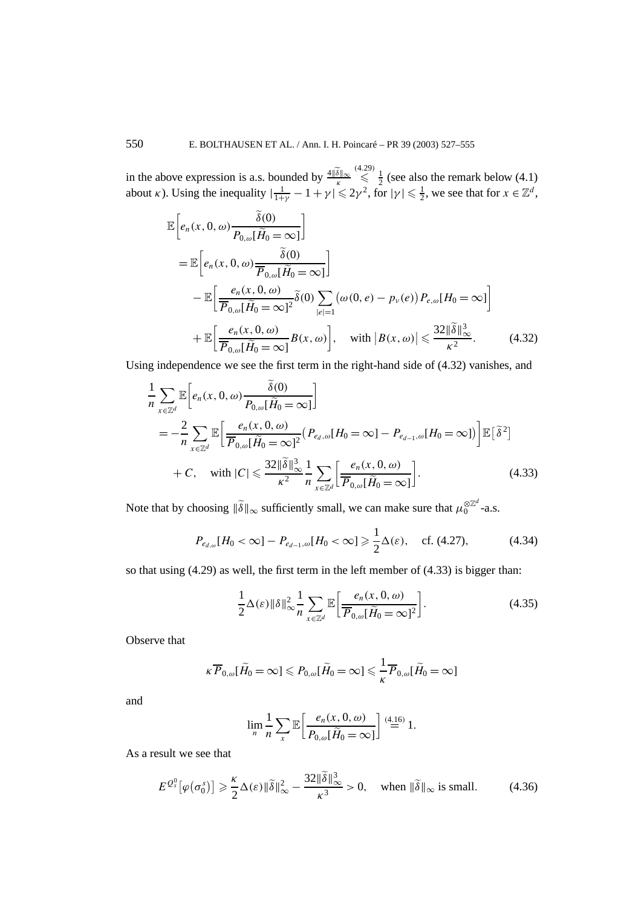in the above expression is a.s. bounded by $\frac{4\|\widetilde{\delta}\|_\infty}{\kappa} \overset{(4.29)}{\leqslant} \frac{1}{2}$ (see also the remark below (4.1) about $\kappa$). Using the inequality $|\frac{1}{1+\gamma} - 1 + \gamma| \leqslant 2\gamma^2$, for $|\gamma| \leqslant \frac{1}{2}$, we see that for $x \in \mathbb{Z}^d$,

$$
\begin{aligned}
&\mathbb{E}\left[e_n(x,0,\omega)\frac{\widetilde{\delta}(0)}{P_{0,\omega}[\widetilde{H}_0=\infty]}\right] \\
&\quad = \mathbb{E}\left[e_n(x,0,\omega)\frac{\widetilde{\delta}(0)}{\overline{P}_{0,\omega}[\widetilde{H}_0=\infty]}\right] \\
&\qquad - \mathbb{E}\left[\frac{e_n(x,0,\omega)}{\overline{P}_{0,\omega}[\widetilde{H}_0=\infty]^2}\widetilde{\delta}(0)\sum_{|e|=1}\big(\omega(0,e)-p_\nu(e)\big)P_{e,\omega}[H_0=\infty]\right] \\
&\qquad + \mathbb{E}\left[\frac{e_n(x,0,\omega)}{\overline{P}_{0,\omega}[\widetilde{H}_0=\infty]}B(x,\omega)\right], \quad \text{with } \big|B(x,\omega)\big| \leqslant \frac{32\|\widetilde{\delta}\|_\infty^3}{\kappa^2}.
\end{aligned} \tag{4.32}
$$

Using independence we see the first term in the right-hand side of (4.32) vanishes, and

$$
\begin{aligned}
&\frac{1}{n}\sum_{x\in\mathbb{Z}^d}\mathbb{E}\left[e_n(x,0,\omega)\frac{\widetilde{\delta}(0)}{P_{0,\omega}[\widetilde{H}_0=\infty]}\right] \\
&\quad = -\frac{2}{n}\sum_{x\in\mathbb{Z}^d}\mathbb{E}\left[\frac{e_n(x,0,\omega)}{\overline{P}_{0,\omega}[\widetilde{H}_0=\infty]^2}\big(P_{e_d,\omega}[H_0=\infty]-P_{e_{d-1},\omega}[H_0=\infty]\big)\right]\mathbb{E}\big[\widetilde{\delta}^2\big] \\
&\qquad + C, \quad \text{with } |C| \leqslant \frac{32\|\widetilde{\delta}\|_\infty^3}{\kappa^2}\frac{1}{n}\sum_{x\in\mathbb{Z}^d}\left[\frac{e_n(x,0,\omega)}{\overline{P}_{0,\omega}[\widetilde{H}_0=\infty]}\right].
\end{aligned} \tag{4.33}
$$

Note that by choosing $\|\widetilde{\delta}\|_\infty$ sufficiently small, we can make sure that $\mu_0^{\otimes\mathbb{Z}^d}$-a.s.

$$
P_{e_{d,\omega}}[H_0<\infty] - P_{e_{d-1},\omega}[H_0<\infty] \geqslant \frac{1}{2}\Delta(\varepsilon), \quad \text{cf. (4.27)}, \tag{4.34}
$$

so that using (4.29) as well, the first term in the left member of (4.33) is bigger than:

$$
\frac{1}{2}\Delta(\varepsilon)\|\delta\|_\infty^2\frac{1}{n}\sum_{x\in\mathbb{Z}^d}\mathbb{E}\left[\frac{e_n(x,0,\omega)}{\overline{P}_{0,\omega}[\widetilde{H}_0=\infty]^2}\right]. \tag{4.35}
$$

Observe that

$$
\kappa\,\overline{P}_{0,\omega}[\widetilde{H}_0=\infty] \leqslant P_{0,\omega}[\widetilde{H}_0=\infty] \leqslant \frac{1}{\kappa}\overline{P}_{0,\omega}[\widetilde{H}_0=\infty]
$$

and

$$
\lim_n \frac{1}{n}\sum_x \mathbb{E}\left[\frac{e_n(x,0,\omega)}{P_{0,\omega}[\widetilde{H}_0=\infty]}\right] \overset{(4.16)}{=} 1.
$$

As a result we see that

$$
E^{Q_s^0}\big[\varphi\big(\sigma_0^s\big)\big] \geqslant \frac{\kappa}{2}\Delta(\varepsilon)\|\widetilde{\delta}\|_\infty^2 - \frac{32\|\widetilde{\delta}\|_\infty^3}{\kappa^3} > 0, \quad \text{when } \|\widetilde{\delta}\|_\infty \text{ is small}. \tag{4.36}
$$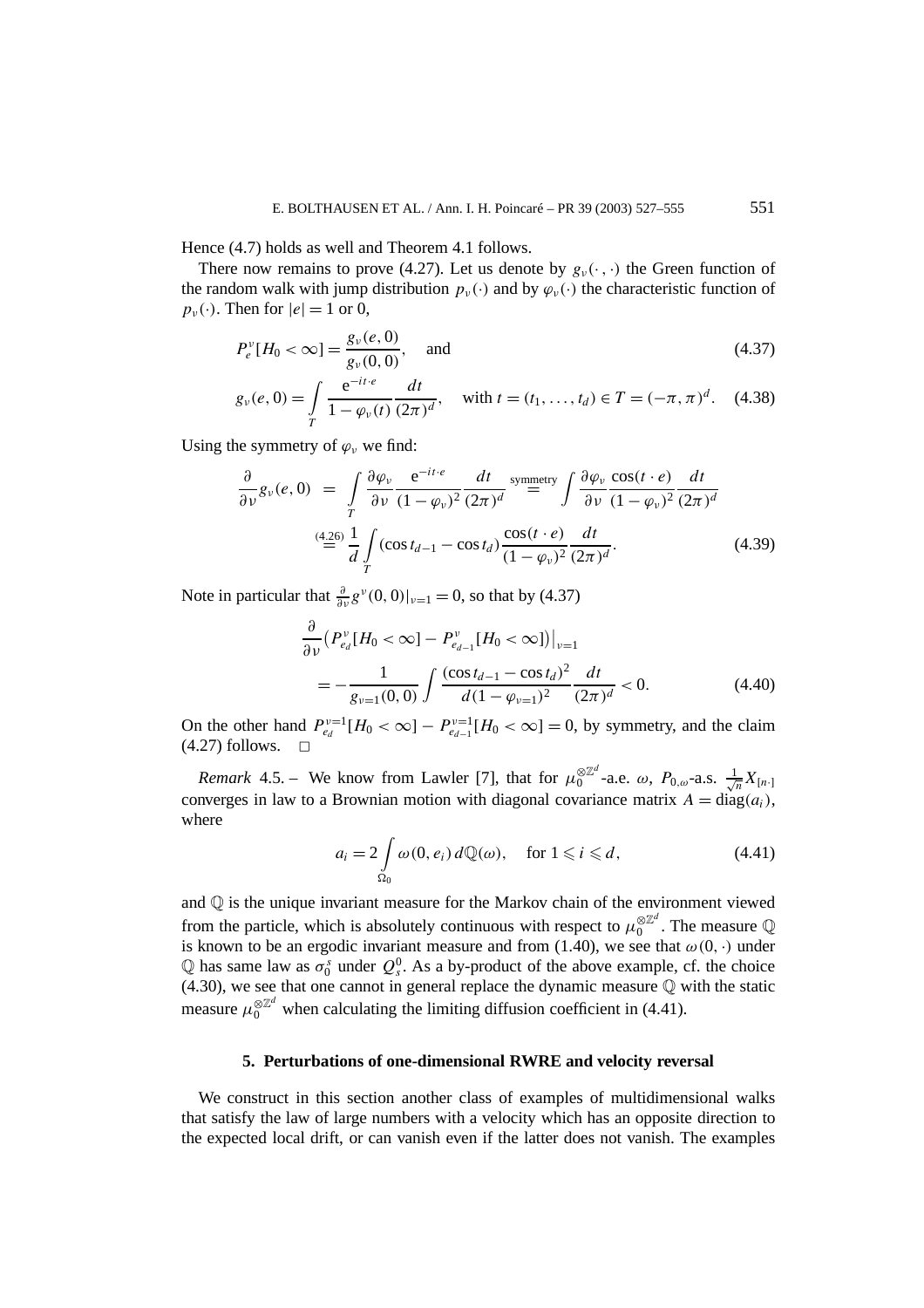Hence (4.7) holds as well and Theorem 4.1 follows.

There now remains to prove (4.27). Let us denote by $g_\nu(\cdot,\cdot)$ the Green function of the random walk with jump distribution $p_\nu(\cdot)$ and by $\varphi_\nu(\cdot)$ the characteristic function of $p_\nu(\cdot)$. Then for $|e| = 1$ or 0,

$$P_e^\nu[H_0 < \infty] = \frac{g_\nu(e,0)}{g_\nu(0,0)}, \quad \text{and} \tag{4.37}$$

$$g_\nu(e,0) = \int_T \frac{\mathrm{e}^{-it\cdot e}}{1-\varphi_\nu(t)} \frac{dt}{(2\pi)^d}, \quad \text{with } t = (t_1,\ldots,t_d) \in T = (-\pi,\pi)^d. \tag{4.38}$$

Using the symmetry of $\varphi_\nu$ we find:

$$\begin{aligned}
\frac{\partial}{\partial \nu} g_\nu(e,0) &= \int_T \frac{\partial \varphi_\nu}{\partial \nu} \frac{\mathrm{e}^{-it\cdot e}}{(1-\varphi_\nu)^2} \frac{dt}{(2\pi)^d} \overset{\text{symmetry}}{=} \int \frac{\partial \varphi_\nu}{\partial \nu} \frac{\cos(t\cdot e)}{(1-\varphi_\nu)^2} \frac{dt}{(2\pi)^d} \\
&\overset{(4.26)}{=} \frac{1}{d} \int_T (\cos t_{d-1} - \cos t_d) \frac{\cos(t\cdot e)}{(1-\varphi_\nu)^2} \frac{dt}{(2\pi)^d}.
\end{aligned} \tag{4.39}$$

Note in particular that $\frac{\partial}{\partial \nu} g^\nu(0,0)|_{\nu=1} = 0$, so that by (4.37)

$$\begin{aligned}
&\frac{\partial}{\partial \nu}\big(P_{e_d}^\nu[H_0 < \infty] - P_{e_{d-1}}^\nu[H_0 < \infty]\big)\big|_{\nu=1} \\
&\quad = -\frac{1}{g_{\nu=1}(0,0)} \int \frac{(\cos t_{d-1} - \cos t_d)^2}{d(1-\varphi_{\nu=1})^2} \frac{dt}{(2\pi)^d} < 0.
\end{aligned} \tag{4.40}$$

On the other hand $P_{e_d}^{\nu=1}[H_0 < \infty] - P_{e_{d-1}}^{\nu=1}[H_0 < \infty] = 0$, by symmetry, and the claim (4.27) follows. $\square$

*Remark* 4.5. – We know from Lawler [7], that for $\mu_0^{\otimes \mathbb{Z}^d}$-a.e. $\omega$, $P_{0,\omega}$-a.s. $\frac{1}{\sqrt{n}} X_{[n\cdot]}$ converges in law to a Brownian motion with diagonal covariance matrix $A = \operatorname{diag}(a_i)$, where

$$a_i = 2 \int_{\Omega_0} \omega(0,e_i)\, d\mathbb{Q}(\omega), \quad \text{for } 1 \leqslant i \leqslant d, \tag{4.41}$$

and $\mathbb{Q}$ is the unique invariant measure for the Markov chain of the environment viewed from the particle, which is absolutely continuous with respect to $\mu_0^{\otimes \mathbb{Z}^d}$. The measure $\mathbb{Q}$ is known to be an ergodic invariant measure and from (1.40), we see that $\omega(0,\cdot)$ under $\mathbb{Q}$ has same law as $\sigma_0^s$ under $Q_s^0$. As a by-product of the above example, cf. the choice (4.30), we see that one cannot in general replace the dynamic measure $\mathbb{Q}$ with the static measure $\mu_0^{\otimes \mathbb{Z}^d}$ when calculating the limiting diffusion coefficient in (4.41).

## 5. Perturbations of one-dimensional RWRE and velocity reversal

We construct in this section another class of examples of multidimensional walks that satisfy the law of large numbers with a velocity which has an opposite direction to the expected local drift, or can vanish even if the latter does not vanish. The examples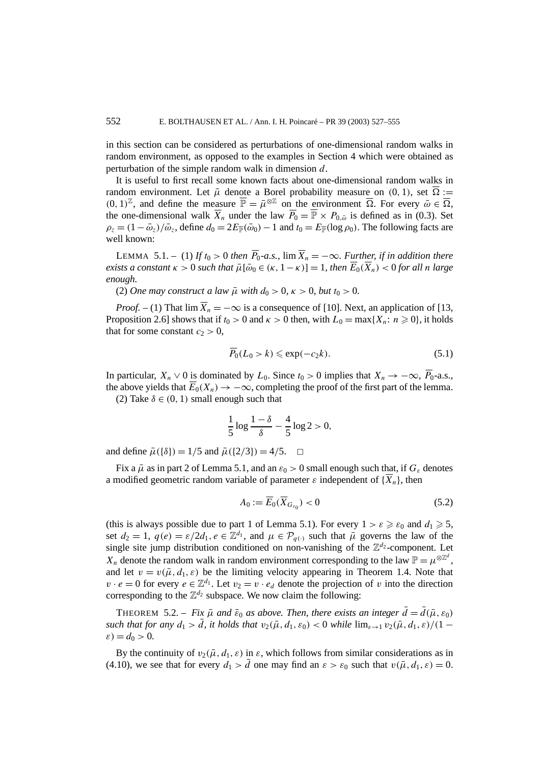in this section can be considered as perturbations of one-dimensional random walks in random environment, as opposed to the examples in Section 4 which were obtained as perturbation of the simple random walk in dimension $d$.

It is useful to first recall some known facts about one-dimensional random walks in random environment. Let $\bar{\mu}$ denote a Borel probability measure on $(0,1)$, set $\overline{\Omega} := (0,1)^{\mathbb{Z}}$, and define the measure $\overline{\mathbb{P}} = \bar{\mu}^{\otimes \mathbb{Z}}$ on the environment $\overline{\Omega}$. For every $\bar{\omega} \in \overline{\Omega}$, the one-dimensional walk $\overline{X}_n$ under the law $\overline{P}_0 = \overline{\mathbb{P}} \times P_{0,\bar{\omega}}$ is defined as in (0.3). Set $\rho_z = (1 - \bar{\omega}_z)/\bar{\omega}_z$, define $d_0 = 2E_{\overline{\mathbb{P}}}(\bar{\omega}_0) - 1$ and $t_0 = E_{\overline{\mathbb{P}}}(\log \rho_0)$. The following facts are well known:

LEMMA 5.1. – (1) *If $t_0 > 0$ then $\overline{P}_0$-a.s., $\lim \overline{X}_n = -\infty$. Further, if in addition there exists a constant $\kappa > 0$ such that $\bar{\mu}[\bar{\omega}_0 \in (\kappa, 1-\kappa)] = 1$, then $\overline{E}_0(\overline{X}_n) < 0$ for all $n$ large enough.*

(2) *One may construct a law $\bar{\mu}$ with $d_0 > 0$, $\kappa > 0$, but $t_0 > 0$.*

*Proof.* – (1) That $\lim \overline{X}_n = -\infty$ is a consequence of [10]. Next, an application of [13, Proposition 2.6] shows that if $t_0 > 0$ and $\kappa > 0$ then, with $L_0 = \max\{X_n \colon n \geqslant 0\}$, it holds that for some constant $c_2 > 0$,

$$\overline{P}_0(L_0 > k) \leqslant \exp(-c_2 k). \tag{5.1}$$

In particular, $X_n \vee 0$ is dominated by $L_0$. Since $t_0 > 0$ implies that $X_n \to -\infty$, $\overline{P}_0$-a.s., the above yields that $\overline{E}_0(X_n) \to -\infty$, completing the proof of the first part of the lemma.

(2) Take $\delta \in (0,1)$ small enough such that

$$\frac{1}{5} \log \frac{1-\delta}{\delta} - \frac{4}{5} \log 2 > 0,$$

and define $\bar{\mu}(\{\delta\}) = 1/5$ and $\bar{\mu}(\{2/3\}) = 4/5$. $\square$

Fix a $\bar{\mu}$ as in part 2 of Lemma 5.1, and an $\varepsilon_0 > 0$ small enough such that, if $G_\varepsilon$ denotes a modified geometric random variable of parameter $\varepsilon$ independent of $\{\overline{X}_n\}$, then

$$A_0 := \overline{E}_0(\overline{X}_{G_{\varepsilon_0}}) < 0 \tag{5.2}$$

(this is always possible due to part 1 of Lemma 5.1). For every $1 > \varepsilon \geqslant \varepsilon_0$ and $d_1 \geqslant 5$, set $d_2 = 1$, $q(e) = \varepsilon/2d_1$, $e \in \mathbb{Z}^{d_1}$, and $\mu \in \mathcal{P}_{q(\cdot)}$ such that $\bar{\mu}$ governs the law of the single site jump distribution conditioned on non-vanishing of the $\mathbb{Z}^{d_2}$-component. Let $X_n$ denote the random walk in random environment corresponding to the law $\mathbb{P} = \mu^{\otimes \mathbb{Z}^d}$, and let $v = v(\bar{\mu}, d_1, \varepsilon)$ be the limiting velocity appearing in Theorem 1.4. Note that $v \cdot e = 0$ for every $e \in \mathbb{Z}^{d_1}$. Let $v_2 = v \cdot e_d$ denote the projection of $v$ into the direction corresponding to the $\mathbb{Z}^{d_2}$ subspace. We now claim the following:

THEOREM 5.2. – *Fix $\bar{\mu}$ and $\bar{\varepsilon}_0$ as above. Then, there exists an integer $\bar{d} = \bar{d}(\bar{\mu}, \varepsilon_0)$ such that for any $d_1 > \bar{d}$, it holds that $v_2(\bar{\mu}, d_1, \varepsilon_0) < 0$ while $\lim_{\varepsilon \to 1} v_2(\bar{\mu}, d_1, \varepsilon)/(1-\varepsilon) = d_0 > 0$.*

By the continuity of $v_2(\bar{\mu}, d_1, \varepsilon)$ in $\varepsilon$, which follows from similar considerations as in (4.10), we see that for every $d_1 > \bar{d}$ one may find an $\varepsilon > \varepsilon_0$ such that $v(\bar{\mu}, d_1, \varepsilon) = 0$.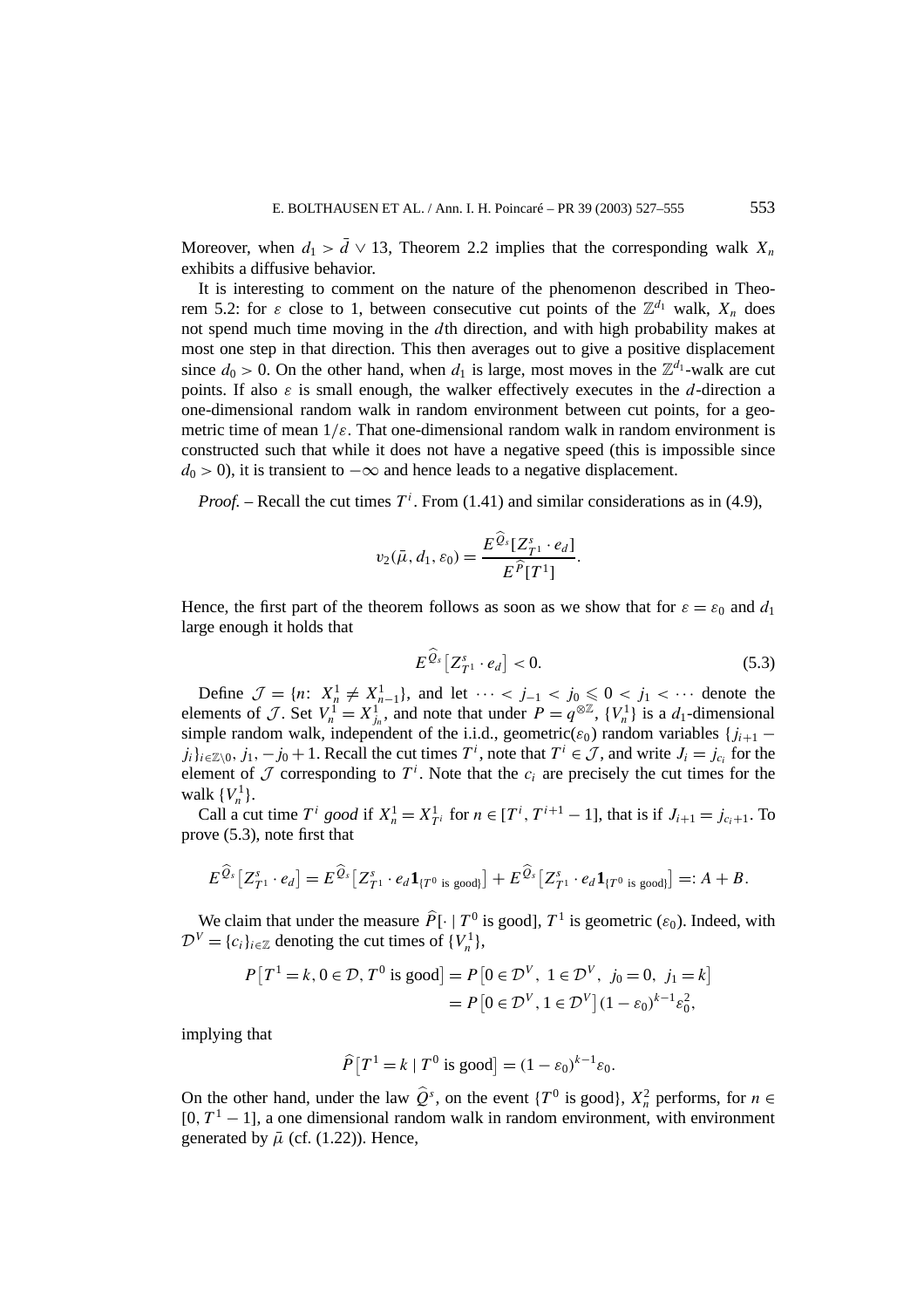Moreover, when $d_1 > \bar{d} \vee 13$, Theorem 2.2 implies that the corresponding walk $X_n$ exhibits a diffusive behavior.

It is interesting to comment on the nature of the phenomenon described in Theorem 5.2: for $\varepsilon$ close to 1, between consecutive cut points of the $\mathbb{Z}^{d_1}$ walk, $X_n$ does not spend much time moving in the $d$th direction, and with high probability makes at most one step in that direction. This then averages out to give a positive displacement since $d_0 > 0$. On the other hand, when $d_1$ is large, most moves in the $\mathbb{Z}^{d_1}$-walk are cut points. If also $\varepsilon$ is small enough, the walker effectively executes in the $d$-direction a one-dimensional random walk in random environment between cut points, for a geometric time of mean $1/\varepsilon$. That one-dimensional random walk in random environment is constructed such that while it does not have a negative speed (this is impossible since $d_0 > 0$), it is transient to $-\infty$ and hence leads to a negative displacement.

*Proof.* – Recall the cut times $T^i$. From (1.41) and similar considerations as in (4.9),

$$v_2(\bar{\mu}, d_1, \varepsilon_0) = \frac{E^{\widehat{Q}_s}[Z^s_{T^1} \cdot e_d]}{E^{\widehat{P}}[T^1]}.$$

Hence, the first part of the theorem follows as soon as we show that for $\varepsilon = \varepsilon_0$ and $d_1$ large enough it holds that

$$E^{\widehat{Q}_s}\big[Z^s_{T^1} \cdot e_d\big] < 0. \tag{5.3}$$

Define $\mathcal{J} = \{n\colon\ X^1_n \neq X^1_{n-1}\}$, and let $\cdots < j_{-1} < j_0 \leqslant 0 < j_1 < \cdots$ denote the elements of $\mathcal{J}$. Set $V^1_n = X^1_{j_n}$, and note that under $P = q^{\otimes \mathbb{Z}}$, $\{V^1_n\}$ is a $d_1$-dimensional simple random walk, independent of the i.i.d., geometric($\varepsilon_0$) random variables $\{j_{i+1} - j_i\}_{i \in \mathbb{Z}\setminus 0}$, $j_1, -j_0 + 1$. Recall the cut times $T^i$, note that $T^i \in \mathcal{J}$, and write $J_i = j_{c_i}$ for the element of $\mathcal{J}$ corresponding to $T^i$. Note that the $c_i$ are precisely the cut times for the walk $\{V^1_n\}$.

Call a cut time $T^i$ *good* if $X^1_n = X^1_{T^i}$ for $n \in [T^i, T^{i+1} - 1]$, that is if $J_{i+1} = j_{c_i+1}$. To prove (5.3), note first that

$$E^{\widehat{Q}_s}\big[Z^s_{T^1} \cdot e_d\big] = E^{\widehat{Q}_s}\big[Z^s_{T^1} \cdot e_d \mathbf{1}_{\{T^0 \text{ is good}\}}\big] + E^{\widehat{Q}_s}\big[Z^s_{T^1} \cdot e_d \mathbf{1}_{\{T^0 \text{ is good}\}}\big] =: A + B.$$

We claim that under the measure $\widehat{P}[\cdot \mid T^0 \text{ is good}]$, $T^1$ is geometric ($\varepsilon_0$). Indeed, with $\mathcal{D}^V = \{c_i\}_{i \in \mathbb{Z}}$ denoting the cut times of $\{V^1_n\}$,

$$\begin{aligned} P\big[T^1 = k, 0 \in \mathcal{D}, T^0 \text{ is good}\big] &= P\big[0 \in \mathcal{D}^V,\ 1 \in \mathcal{D}^V,\ j_0 = 0,\ j_1 = k\big] \\ &= P\big[0 \in \mathcal{D}^V, 1 \in \mathcal{D}^V\big](1 - \varepsilon_0)^{k-1}\varepsilon_0^2, \end{aligned}$$

implying that

$$\widehat{P}\big[T^1 = k \mid T^0 \text{ is good}\big] = (1 - \varepsilon_0)^{k-1}\varepsilon_0.$$

On the other hand, under the law $\widehat{Q}^s$, on the event $\{T^0 \text{ is good}\}$, $X^2_n$ performs, for $n \in [0, T^1 - 1]$, a one dimensional random walk in random environment, with environment generated by $\bar{\mu}$ (cf. (1.22)). Hence,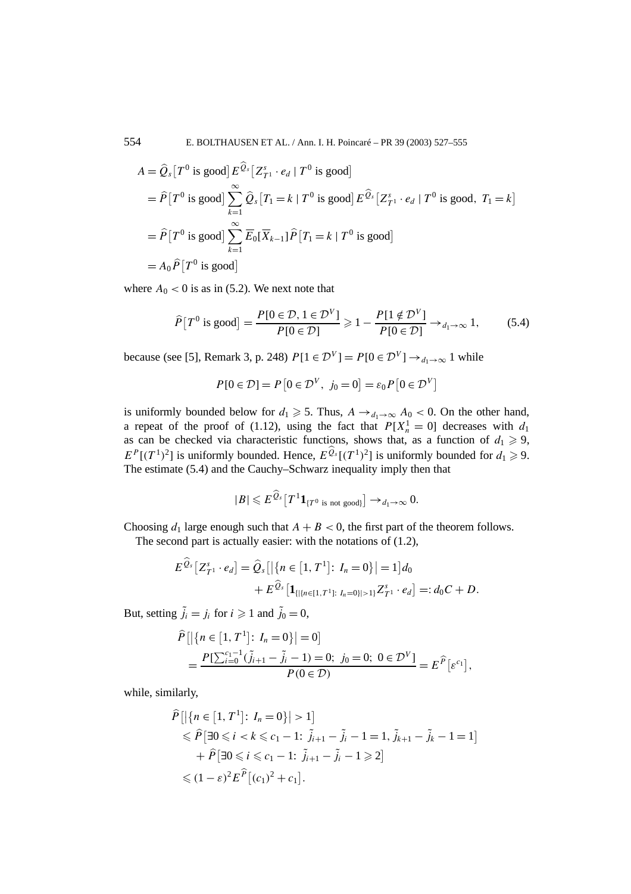$$
\begin{aligned}
A &= \widehat{Q}_s\big[T^0 \text{ is good}\big] E^{\widehat{Q}_s}\big[Z^s_{T^1} \cdot e_d \mid T^0 \text{ is good}\big] \\
&= \widehat{P}\big[T^0 \text{ is good}\big] \sum_{k=1}^{\infty} \widehat{Q}_s\big[T_1 = k \mid T^0 \text{ is good}\big] E^{\widehat{Q}_s}\big[Z^s_{T^1} \cdot e_d \mid T^0 \text{ is good},\ T_1 = k\big] \\
&= \widehat{P}\big[T^0 \text{ is good}\big] \sum_{k=1}^{\infty} \overline{E}_0[\overline{X}_{k-1}] \widehat{P}\big[T_1 = k \mid T^0 \text{ is good}\big] \\
&= A_0 \widehat{P}\big[T^0 \text{ is good}\big]
\end{aligned}
$$

where $A_0 < 0$ is as in (5.2). We next note that

$$
\widehat{P}\big[T^0 \text{ is good}\big] = \frac{P[0 \in \mathcal{D},\, 1 \in \mathcal{D}^V]}{P[0 \in \mathcal{D}]} \geqslant 1 - \frac{P[1 \notin \mathcal{D}^V]}{P[0 \in \mathcal{D}]} \to_{d_1 \to \infty} 1, \tag{5.4}
$$

because (see [5], Remark 3, p. 248) $P[1 \in \mathcal{D}^V] = P[0 \in \mathcal{D}^V] \to_{d_1 \to \infty} 1$ while

$$
P[0 \in \mathcal{D}] = P\big[0 \in \mathcal{D}^V,\ j_0 = 0\big] = \varepsilon_0 P\big[0 \in \mathcal{D}^V\big]
$$

is uniformly bounded below for $d_1 \geqslant 5$. Thus, $A \to_{d_1 \to \infty} A_0 < 0$. On the other hand, a repeat of the proof of (1.12), using the fact that $P[X^1_n = 0]$ decreases with $d_1$ as can be checked via characteristic functions, shows that, as a function of $d_1 \geqslant 9$, $E^P[(T^1)^2]$ is uniformly bounded. Hence, $E^{\widehat{Q}_s}[(T^1)^2]$ is uniformly bounded for $d_1 \geqslant 9$. The estimate (5.4) and the Cauchy–Schwarz inequality imply then that

$$
|B| \leqslant E^{\widehat{Q}_s}\big[T^1 \mathbf{1}_{\{T^0 \text{ is not good}\}}\big] \to_{d_1 \to \infty} 0.
$$

Choosing $d_1$ large enough such that $A + B < 0$, the first part of the theorem follows.

The second part is actually easier: with the notations of (1.2),

$$
\begin{aligned}
E^{\widehat{Q}_s}\big[Z^s_{T^1} \cdot e_d\big] &= \widehat{Q}_s\big[\big|\{n \in [1, T^1]:\ I_n = 0\}\big| = 1\big] d_0 \\
&\quad + E^{\widehat{Q}_s}\big[\mathbf{1}_{\{|\{n \in [1, T^1]:\ I_n = 0\}| > 1\}} Z^s_{T^1} \cdot e_d\big] =: d_0 C + D.
\end{aligned}
$$

But, setting $\tilde{j}_i = j_i$ for $i \geqslant 1$ and $\tilde{j}_0 = 0$,

$$
\begin{aligned}
&\widehat{P}\big[\big|\{n \in [1, T^1]:\ I_n = 0\}\big| = 0\big] \\
&\quad = \frac{P[\sum_{i=0}^{c_1 - 1}(\tilde{j}_{i+1} - \tilde{j}_i - 1) = 0;\ j_0 = 0;\ 0 \in \mathcal{D}^V]}{P(0 \in \mathcal{D})} = E^{\widehat{P}}\big[\varepsilon^{c_1}\big],
\end{aligned}
$$

while, similarly,

$$
\begin{aligned}
&\widehat{P}\big[\big|\{n \in [1, T^1]:\ I_n = 0\}\big| > 1\big] \\
&\quad \leqslant \widehat{P}\big[\exists 0 \leqslant i < k \leqslant c_1 - 1:\ \tilde{j}_{i+1} - \tilde{j}_i - 1 = 1,\ \tilde{j}_{k+1} - \tilde{j}_k - 1 = 1\big] \\
&\qquad + \widehat{P}\big[\exists 0 \leqslant i \leqslant c_1 - 1:\ \tilde{j}_{i+1} - \tilde{j}_i - 1 \geqslant 2\big] \\
&\quad \leqslant (1 - \varepsilon)^2 E^{\widehat{P}}\big[(c_1)^2 + c_1\big].
\end{aligned}
$$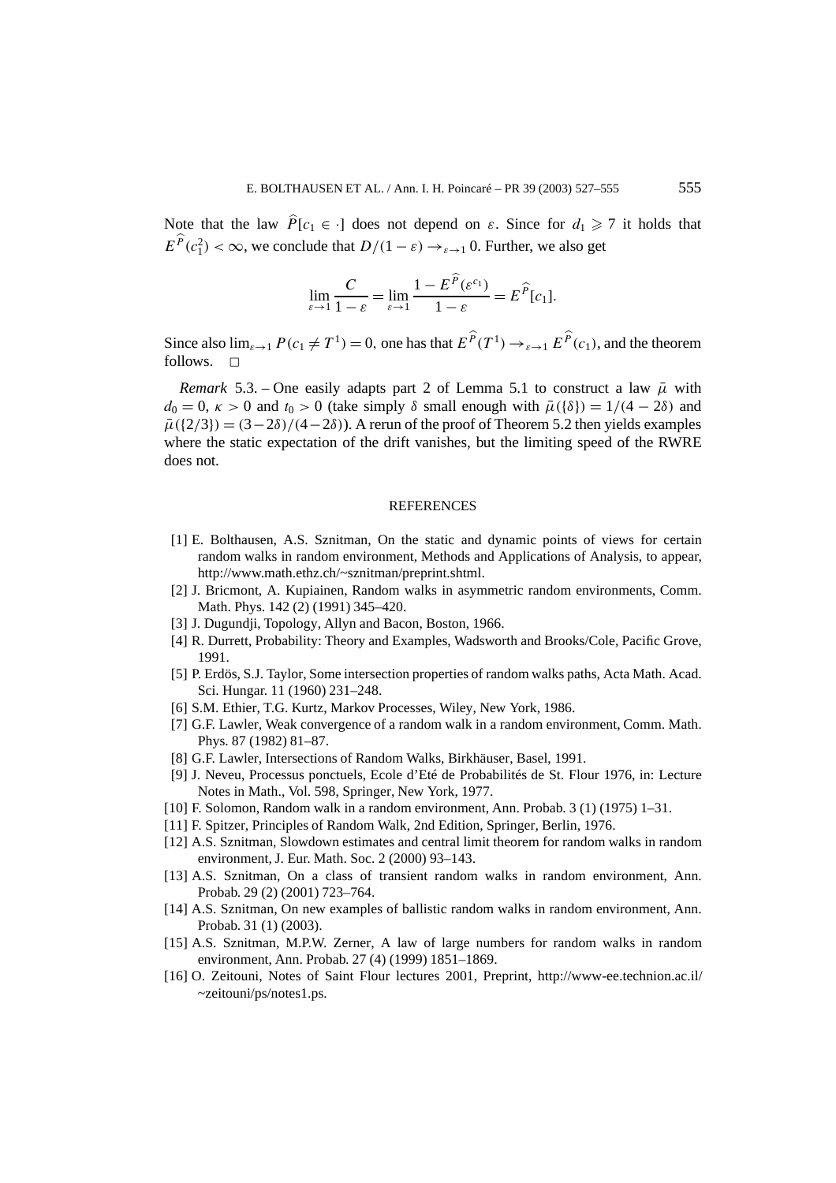Note that the law $\widehat{P}[c_1 \in \cdot]$ does not depend on $\varepsilon$. Since for $d_1 \geqslant 7$ it holds that $E^{\widehat{P}}(c_1^2) < \infty$, we conclude that $D/(1-\varepsilon) \to_{\varepsilon \to 1} 0$. Further, we also get

$$\lim_{\varepsilon \to 1} \frac{C}{1-\varepsilon} = \lim_{\varepsilon \to 1} \frac{1 - E^{\widehat{P}}(\varepsilon^{c_1})}{1-\varepsilon} = E^{\widehat{P}}[c_1].$$

Since also $\lim_{\varepsilon \to 1} P(c_1 \neq T^1) = 0$, one has that $E^{\widehat{P}}(T^1) \to_{\varepsilon \to 1} E^{\widehat{P}}(c_1)$, and the theorem follows. □

*Remark* 5.3. – One easily adapts part 2 of Lemma 5.1 to construct a law $\bar{\mu}$ with $d_0 = 0$, $\kappa > 0$ and $t_0 > 0$ (take simply $\delta$ small enough with $\bar{\mu}(\{\delta\}) = 1/(4-2\delta)$ and $\bar{\mu}(\{2/3\}) = (3-2\delta)/(4-2\delta)$). A rerun of the proof of Theorem 5.2 then yields examples where the static expectation of the drift vanishes, but the limiting speed of the RWRE does not.

## REFERENCES

[1] E. Bolthausen, A.S. Sznitman, On the static and dynamic points of views for certain random walks in random environment, Methods and Applications of Analysis, to appear, http://www.math.ethz.ch/~sznitman/preprint.shtml.

[2] J. Bricmont, A. Kupiainen, Random walks in asymmetric random environments, Comm. Math. Phys. 142 (2) (1991) 345–420.

[3] J. Dugundji, Topology, Allyn and Bacon, Boston, 1966.

[4] R. Durrett, Probability: Theory and Examples, Wadsworth and Brooks/Cole, Pacific Grove, 1991.

[5] P. Erdös, S.J. Taylor, Some intersection properties of random walks paths, Acta Math. Acad. Sci. Hungar. 11 (1960) 231–248.

[6] S.M. Ethier, T.G. Kurtz, Markov Processes, Wiley, New York, 1986.

[7] G.F. Lawler, Weak convergence of a random walk in a random environment, Comm. Math. Phys. 87 (1982) 81–87.

[8] G.F. Lawler, Intersections of Random Walks, Birkhäuser, Basel, 1991.

[9] J. Neveu, Processus ponctuels, Ecole d'Eté de Probabilités de St. Flour 1976, in: Lecture Notes in Math., Vol. 598, Springer, New York, 1977.

[10] F. Solomon, Random walk in a random environment, Ann. Probab. 3 (1) (1975) 1–31.

[11] F. Spitzer, Principles of Random Walk, 2nd Edition, Springer, Berlin, 1976.

[12] A.S. Sznitman, Slowdown estimates and central limit theorem for random walks in random environment, J. Eur. Math. Soc. 2 (2000) 93–143.

[13] A.S. Sznitman, On a class of transient random walks in random environment, Ann. Probab. 29 (2) (2001) 723–764.

[14] A.S. Sznitman, On new examples of ballistic random walks in random environment, Ann. Probab. 31 (1) (2003).

[15] A.S. Sznitman, M.P.W. Zerner, A law of large numbers for random walks in random environment, Ann. Probab. 27 (4) (1999) 1851–1869.

[16] O. Zeitouni, Notes of Saint Flour lectures 2001, Preprint, http://www-ee.technion.ac.il/~zeitouni/ps/notes1.ps.